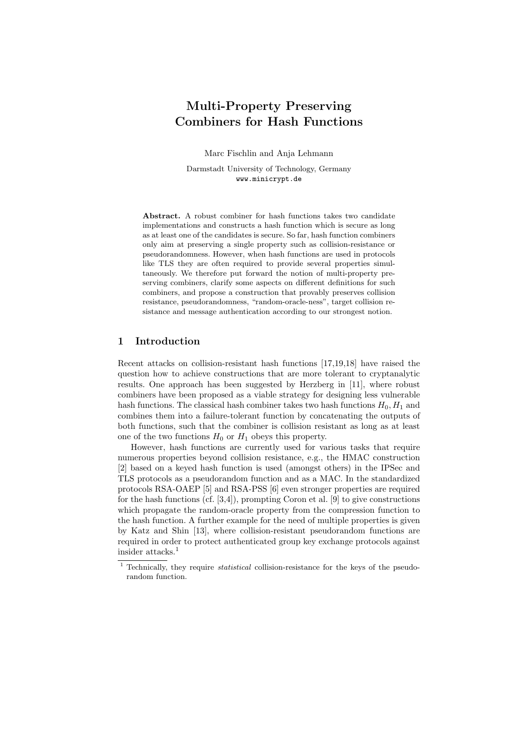# Multi-Property Preserving Combiners for Hash Functions

Marc Fischlin and Anja Lehmann

Darmstadt University of Technology, Germany
www.minicrypt.de

**Abstract.** A robust combiner for hash functions takes two candidate implementations and constructs a hash function which is secure as long as at least one of the candidates is secure. So far, hash function combiners only aim at preserving a single property such as collision-resistance or pseudorandomness. However, when hash functions are used in protocols like TLS they are often required to provide several properties simultaneously. We therefore put forward the notion of multi-property preserving combiners, clarify some aspects on different definitions for such combiners, and propose a construction that provably preserves collision resistance, pseudorandomness, "random-oracle-ness", target collision resistance and message authentication according to our strongest notion.

## 1 Introduction

Recent attacks on collision-resistant hash functions [17,19,18] have raised the question how to achieve constructions that are more tolerant to cryptanalytic results. One approach has been suggested by Herzberg in [11], where robust combiners have been proposed as a viable strategy for designing less vulnerable hash functions. The classical hash combiner takes two hash functions $H_0, H_1$ and combines them into a failure-tolerant function by concatenating the outputs of both functions, such that the combiner is collision resistant as long as at least one of the two functions $H_0$ or $H_1$ obeys this property.

However, hash functions are currently used for various tasks that require numerous properties beyond collision resistance, e.g., the HMAC construction [2] based on a keyed hash function is used (amongst others) in the IPSec and TLS protocols as a pseudorandom function and as a MAC. In the standardized protocols RSA-OAEP [5] and RSA-PSS [6] even stronger properties are required for the hash functions (cf. [3,4]), prompting Coron et al. [9] to give constructions which propagate the random-oracle property from the compression function to the hash function. A further example for the need of multiple properties is given by Katz and Shin [13], where collision-resistant pseudorandom functions are required in order to protect authenticated group key exchange protocols against insider attacks.[1]

[1] Technically, they require *statistical* collision-resistance for the keys of the pseudorandom function.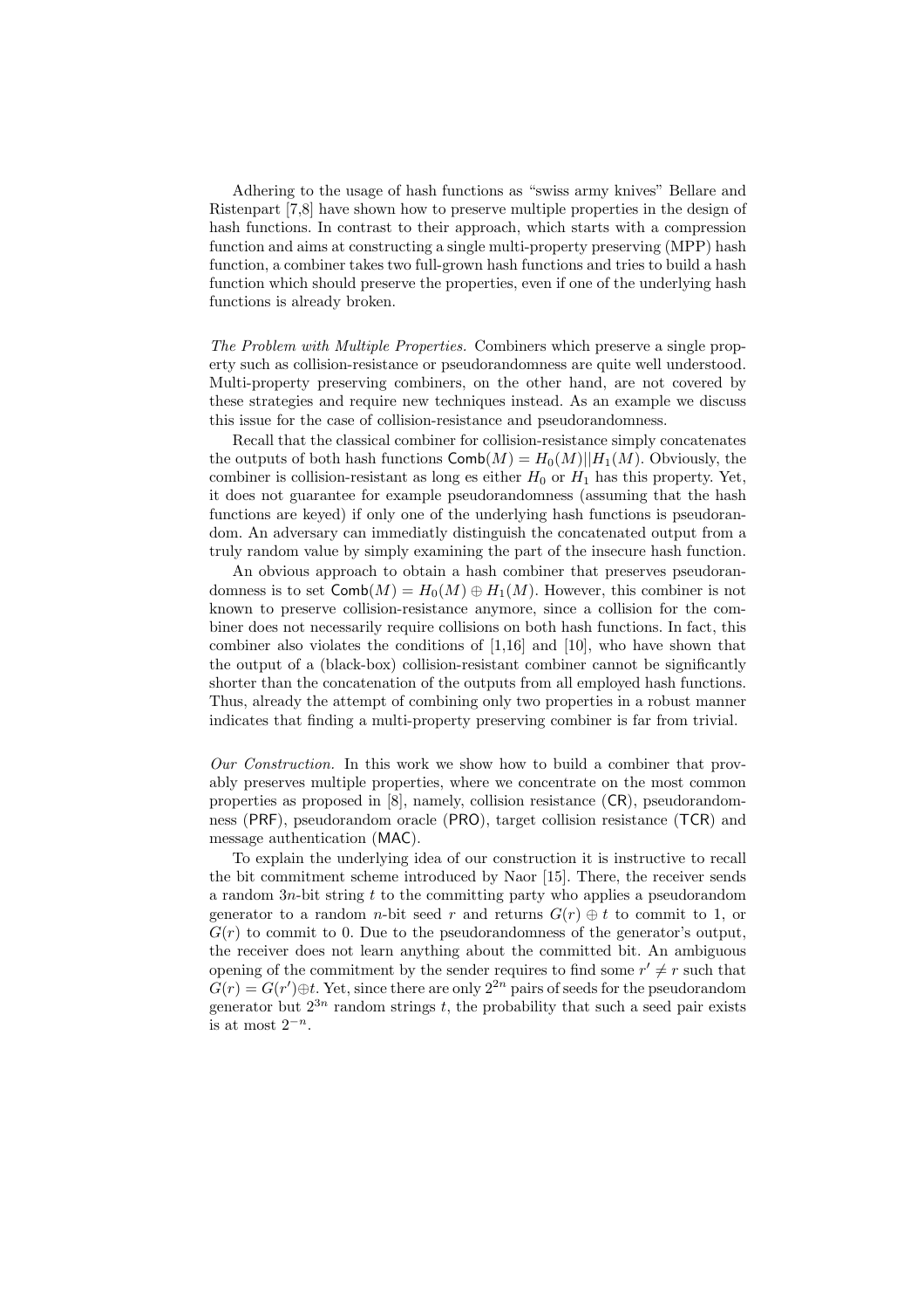Adhering to the usage of hash functions as "swiss army knives" Bellare and Ristenpart [7,8] have shown how to preserve multiple properties in the design of hash functions. In contrast to their approach, which starts with a compression function and aims at constructing a single multi-property preserving (MPP) hash function, a combiner takes two full-grown hash functions and tries to build a hash function which should preserve the properties, even if one of the underlying hash functions is already broken.

*The Problem with Multiple Properties.* Combiners which preserve a single property such as collision-resistance or pseudorandomness are quite well understood. Multi-property preserving combiners, on the other hand, are not covered by these strategies and require new techniques instead. As an example we discuss this issue for the case of collision-resistance and pseudorandomness.

Recall that the classical combiner for collision-resistance simply concatenates the outputs of both hash functions $\mathsf{Comb}(M) = H_0(M)||H_1(M)$. Obviously, the combiner is collision-resistant as long es either $H_0$ or $H_1$ has this property. Yet, it does not guarantee for example pseudorandomness (assuming that the hash functions are keyed) if only one of the underlying hash functions is pseudorandom. An adversary can immediatly distinguish the concatenated output from a truly random value by simply examining the part of the insecure hash function.

An obvious approach to obtain a hash combiner that preserves pseudorandomness is to set $\mathsf{Comb}(M) = H_0(M) \oplus H_1(M)$. However, this combiner is not known to preserve collision-resistance anymore, since a collision for the combiner does not necessarily require collisions on both hash functions. In fact, this combiner also violates the conditions of [1,16] and [10], who have shown that the output of a (black-box) collision-resistant combiner cannot be significantly shorter than the concatenation of the outputs from all employed hash functions. Thus, already the attempt of combining only two properties in a robust manner indicates that finding a multi-property preserving combiner is far from trivial.

*Our Construction.* In this work we show how to build a combiner that provably preserves multiple properties, where we concentrate on the most common properties as proposed in [8], namely, collision resistance ($\mathsf{CR}$), pseudorandomness ($\mathsf{PRF}$), pseudorandom oracle ($\mathsf{PRO}$), target collision resistance ($\mathsf{TCR}$) and message authentication ($\mathsf{MAC}$).

To explain the underlying idea of our construction it is instructive to recall the bit commitment scheme introduced by Naor [15]. There, the receiver sends a random $3n$-bit string $t$ to the committing party who applies a pseudorandom generator to a random $n$-bit seed $r$ and returns $G(r) \oplus t$ to commit to 1, or $G(r)$ to commit to 0. Due to the pseudorandomness of the generator's output, the receiver does not learn anything about the committed bit. An ambiguous opening of the commitment by the sender requires to find some $r' \neq r$ such that $G(r) = G(r') \oplus t$. Yet, since there are only $2^{2n}$ pairs of seeds for the pseudorandom generator but $2^{3n}$ random strings $t$, the probability that such a seed pair exists is at most $2^{-n}$.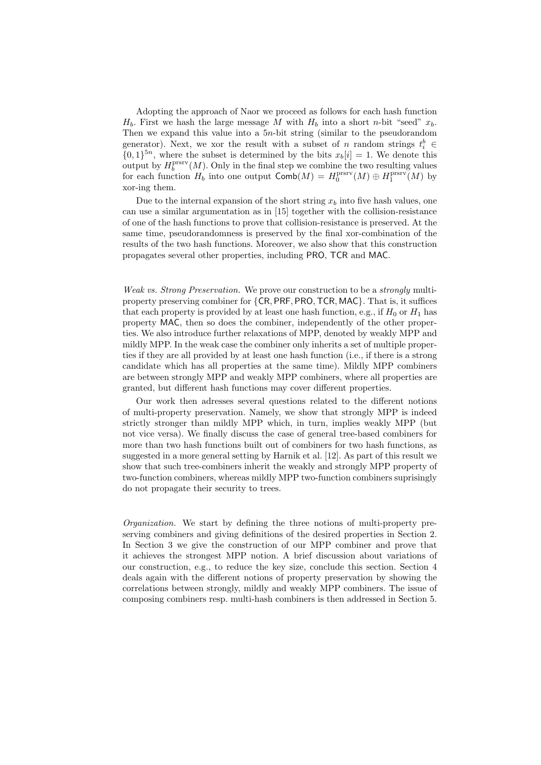Adopting the approach of Naor we proceed as follows for each hash function $H_b$. First we hash the large message $M$ with $H_b$ into a short $n$-bit "seed" $x_b$. Then we expand this value into a $5n$-bit string (similar to the pseudorandom generator). Next, we xor the result with a subset of $n$ random strings $t_i^b \in \{0,1\}^{5n}$, where the subset is determined by the bits $x_b[i] = 1$. We denote this output by $H_b^{\text{prsrv}}(M)$. Only in the final step we combine the two resulting values for each function $H_b$ into one output $\mathsf{Comb}(M) = H_0^{\text{prsrv}}(M) \oplus H_1^{\text{prsrv}}(M)$ by xor-ing them.

Due to the internal expansion of the short string $x_b$ into five hash values, one can use a similar argumentation as in [15] together with the collision-resistance of one of the hash functions to prove that collision-resistance is preserved. At the same time, pseudorandomness is preserved by the final xor-combination of the results of the two hash functions. Moreover, we also show that this construction propagates several other properties, including PRO, TCR and MAC.

*Weak vs. Strong Preservation.* We prove our construction to be a *strongly* multi-property preserving combiner for $\{\mathsf{CR}, \mathsf{PRF}, \mathsf{PRO}, \mathsf{TCR}, \mathsf{MAC}\}$. That is, it suffices that each property is provided by at least one hash function, e.g., if $H_0$ or $H_1$ has property MAC, then so does the combiner, independently of the other properties. We also introduce further relaxations of MPP, denoted by weakly MPP and mildly MPP. In the weak case the combiner only inherits a set of multiple properties if they are all provided by at least one hash function (i.e., if there is a strong candidate which has all properties at the same time). Mildly MPP combiners are between strongly MPP and weakly MPP combiners, where all properties are granted, but different hash functions may cover different properties.

Our work then adresses several questions related to the different notions of multi-property preservation. Namely, we show that strongly MPP is indeed strictly stronger than mildly MPP which, in turn, implies weakly MPP (but not vice versa). We finally discuss the case of general tree-based combiners for more than two hash functions built out of combiners for two hash functions, as suggested in a more general setting by Harnik et al. [12]. As part of this result we show that such tree-combiners inherit the weakly and strongly MPP property of two-function combiners, whereas mildly MPP two-function combiners suprisingly do not propagate their security to trees.

*Organization.* We start by defining the three notions of multi-property preserving combiners and giving definitions of the desired properties in Section 2. In Section 3 we give the construction of our MPP combiner and prove that it achieves the strongest MPP notion. A brief discussion about variations of our construction, e.g., to reduce the key size, conclude this section. Section 4 deals again with the different notions of property preservation by showing the correlations between strongly, mildly and weakly MPP combiners. The issue of composing combiners resp. multi-hash combiners is then addressed in Section 5.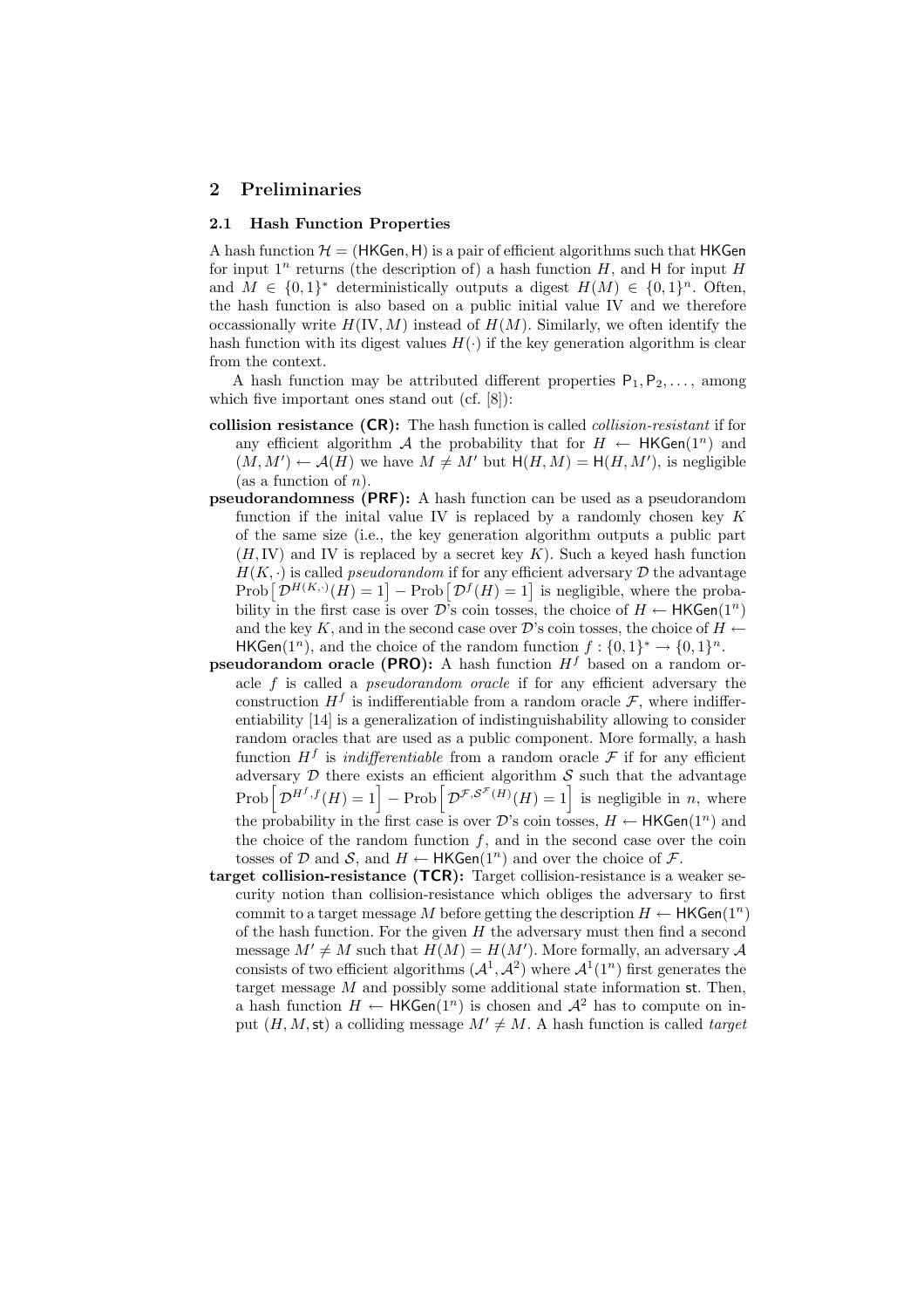## 2 Preliminaries

### 2.1 Hash Function Properties

A hash function $\mathcal{H} = (\mathsf{HKGen}, \mathsf{H})$ is a pair of efficient algorithms such that $\mathsf{HKGen}$ for input $1^n$ returns (the description of) a hash function $H$, and $\mathsf{H}$ for input $H$ and $M \in \{0,1\}^*$ deterministically outputs a digest $H(M) \in \{0,1\}^n$. Often, the hash function is also based on a public initial value IV and we therefore occassionally write $H(\mathrm{IV}, M)$ instead of $H(M)$. Similarly, we often identify the hash function with its digest values $H(\cdot)$ if the key generation algorithm is clear from the context.

A hash function may be attributed different properties $\mathsf{P}_1, \mathsf{P}_2, \ldots$, among which five important ones stand out (cf. [8]):

**collision resistance (CR):** The hash function is called *collision-resistant* if for any efficient algorithm $\mathcal{A}$ the probability that for $H \leftarrow \mathsf{HKGen}(1^n)$ and $(M, M') \leftarrow \mathcal{A}(H)$ we have $M \neq M'$ but $\mathsf{H}(H, M) = \mathsf{H}(H, M')$, is negligible (as a function of $n$).

**pseudorandomness (PRF):** A hash function can be used as a pseudorandom function if the inital value IV is replaced by a randomly chosen key $K$ of the same size (i.e., the key generation algorithm outputs a public part $(H, \mathrm{IV})$ and IV is replaced by a secret key $K$). Such a keyed hash function $H(K, \cdot)$ is called *pseudorandom* if for any efficient adversary $\mathcal{D}$ the advantage $\mathrm{Prob}\left[\mathcal{D}^{H(K,\cdot)}(H) = 1\right] - \mathrm{Prob}\left[\mathcal{D}^{f}(H) = 1\right]$ is negligible, where the probability in the first case is over $\mathcal{D}$'s coin tosses, the choice of $H \leftarrow \mathsf{HKGen}(1^n)$ and the key $K$, and in the second case over $\mathcal{D}$'s coin tosses, the choice of $H \leftarrow \mathsf{HKGen}(1^n)$, and the choice of the random function $f : \{0,1\}^* \to \{0,1\}^n$.

**pseudorandom oracle (PRO):** A hash function $H^f$ based on a random oracle $f$ is called a *pseudorandom oracle* if for any efficient adversary the construction $H^f$ is indifferentiable from a random oracle $\mathcal{F}$, where indifferentiability [14] is a generalization of indistinguishability allowing to consider random oracles that are used as a public component. More formally, a hash function $H^f$ is *indifferentiable* from a random oracle $\mathcal{F}$ if for any efficient adversary $\mathcal{D}$ there exists an efficient algorithm $\mathcal{S}$ such that the advantage $\mathrm{Prob}\left[\mathcal{D}^{H^f, f}(H) = 1\right] - \mathrm{Prob}\left[\mathcal{D}^{\mathcal{F}, \mathcal{S}^{\mathcal{F}}(H)}(H) = 1\right]$ is negligible in $n$, where the probability in the first case is over $\mathcal{D}$'s coin tosses, $H \leftarrow \mathsf{HKGen}(1^n)$ and the choice of the random function $f$, and in the second case over the coin tosses of $\mathcal{D}$ and $\mathcal{S}$, and $H \leftarrow \mathsf{HKGen}(1^n)$ and over the choice of $\mathcal{F}$.

**target collision-resistance (TCR):** Target collision-resistance is a weaker security notion than collision-resistance which obliges the adversary to first commit to a target message $M$ before getting the description $H \leftarrow \mathsf{HKGen}(1^n)$ of the hash function. For the given $H$ the adversary must then find a second message $M' \neq M$ such that $H(M) = H(M')$. More formally, an adversary $\mathcal{A}$ consists of two efficient algorithms $(\mathcal{A}^1, \mathcal{A}^2)$ where $\mathcal{A}^1(1^n)$ first generates the target message $M$ and possibly some additional state information $\mathsf{st}$. Then, a hash function $H \leftarrow \mathsf{HKGen}(1^n)$ is chosen and $\mathcal{A}^2$ has to compute on input $(H, M, \mathsf{st})$ a colliding message $M' \neq M$. A hash function is called *target*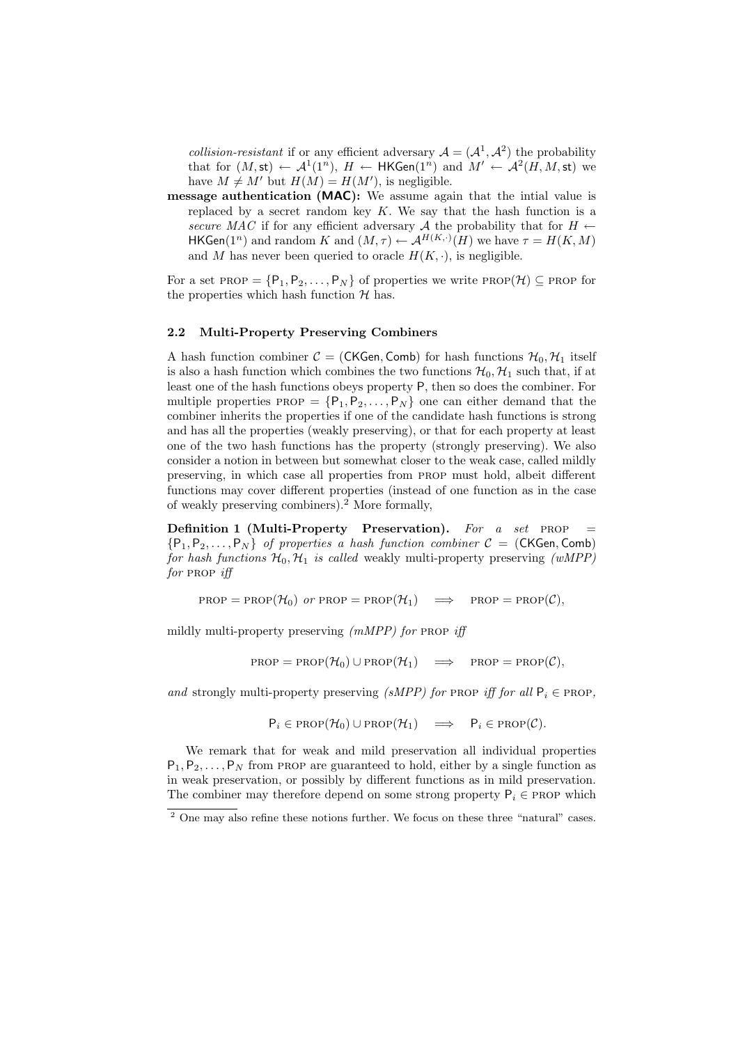*collision-resistant* if or any efficient adversary $\mathcal{A} = (\mathcal{A}^1, \mathcal{A}^2)$ the probability that for $(M, \mathsf{st}) \leftarrow \mathcal{A}^1(1^n)$, $H \leftarrow \mathsf{HKGen}(1^n)$ and $M' \leftarrow \mathcal{A}^2(H, M, \mathsf{st})$ we have $M \neq M'$ but $H(M) = H(M')$, is negligible.

**message authentication (MAC):** We assume again that the intial value is replaced by a secret random key $K$. We say that the hash function is a *secure MAC* if for any efficient adversary $\mathcal{A}$ the probability that for $H \leftarrow \mathsf{HKGen}(1^n)$ and random $K$ and $(M, \tau) \leftarrow \mathcal{A}^{H(K,\cdot)}(H)$ we have $\tau = H(K, M)$ and $M$ has never been queried to oracle $H(K, \cdot)$, is negligible.

For a set $\text{PROP} = \{\mathsf{P}_1, \mathsf{P}_2, \ldots, \mathsf{P}_N\}$ of properties we write $\text{PROP}(\mathcal{H}) \subseteq \text{PROP}$ for the properties which hash function $\mathcal{H}$ has.

### 2.2 Multi-Property Preserving Combiners

A hash function combiner $\mathcal{C} = (\mathsf{CKGen}, \mathsf{Comb})$ for hash functions $\mathcal{H}_0, \mathcal{H}_1$ itself is also a hash function which combines the two functions $\mathcal{H}_0, \mathcal{H}_1$ such that, if at least one of the hash functions obeys property $\mathsf{P}$, then so does the combiner. For multiple properties $\text{PROP} = \{\mathsf{P}_1, \mathsf{P}_2, \ldots, \mathsf{P}_N\}$ one can either demand that the combiner inherits the properties if one of the candidate hash functions is strong and has all the properties (weakly preserving), or that for each property at least one of the two hash functions has the property (strongly preserving). We also consider a notion in between but somewhat closer to the weak case, called mildly preserving, in which case all properties from PROP must hold, albeit different functions may cover different properties (instead of one function as in the case of weakly preserving combiners).[2] More formally,

**Definition 1 (Multi-Property Preservation).** *For a set* $\text{PROP} = \{\mathsf{P}_1, \mathsf{P}_2, \ldots, \mathsf{P}_N\}$ *of properties a hash function combiner* $\mathcal{C} = (\mathsf{CKGen}, \mathsf{Comb})$ *for hash functions* $\mathcal{H}_0, \mathcal{H}_1$ *is called* weakly multi-property preserving *(wMPP) for* PROP *iff*

$$\text{PROP} = \text{PROP}(\mathcal{H}_0) \text{ or } \text{PROP} = \text{PROP}(\mathcal{H}_1) \quad \Longrightarrow \quad \text{PROP} = \text{PROP}(\mathcal{C}),$$

mildly multi-property preserving *(mMPP) for* PROP *iff*

$$\text{PROP} = \text{PROP}(\mathcal{H}_0) \cup \text{PROP}(\mathcal{H}_1) \quad \Longrightarrow \quad \text{PROP} = \text{PROP}(\mathcal{C}),$$

*and* strongly multi-property preserving *(sMPP) for* PROP *iff for all* $\mathsf{P}_i \in \text{PROP}$,

$$\mathsf{P}_i \in \text{PROP}(\mathcal{H}_0) \cup \text{PROP}(\mathcal{H}_1) \quad \Longrightarrow \quad \mathsf{P}_i \in \text{PROP}(\mathcal{C}).$$

We remark that for weak and mild preservation all individual properties $\mathsf{P}_1, \mathsf{P}_2, \ldots, \mathsf{P}_N$ from PROP are guaranteed to hold, either by a single function as in weak preservation, or possibly by different functions as in mild preservation. The combiner may therefore depend on some strong property $\mathsf{P}_i \in \text{PROP}$ which

[2] One may also refine these notions further. We focus on these three "natural" cases.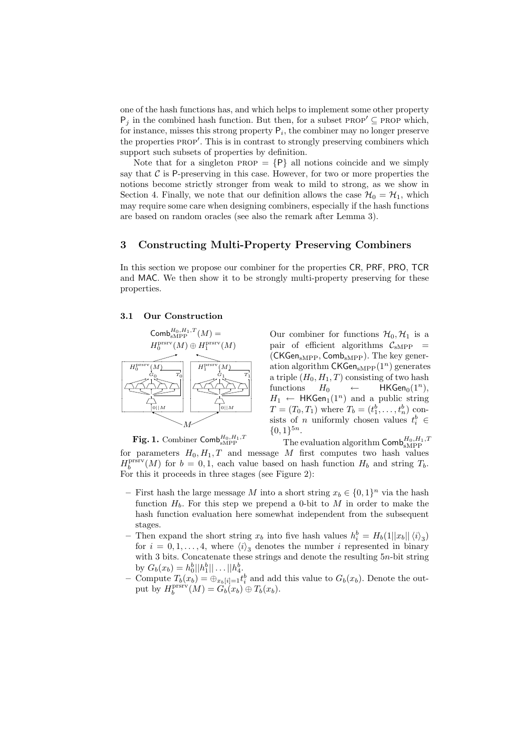one of the hash functions has, and which helps to implement some other property $\mathsf{P}_j$ in the combined hash function. But then, for a subset $\text{PROP}' \subseteq \text{PROP}$ which, for instance, misses this strong property $\mathsf{P}_i$, the combiner may no longer preserve the properties $\text{PROP}'$. This is in contrast to strongly preserving combiners which support such subsets of properties by definition.

Note that for a singleton $\text{PROP} = \{\mathsf{P}\}$ all notions coincide and we simply say that $\mathcal{C}$ is $\mathsf{P}$-preserving in this case. However, for two or more properties the notions become strictly stronger from weak to mild to strong, as we show in Section 4. Finally, we note that our definition allows the case $\mathcal{H}_0 = \mathcal{H}_1$, which may require some care when designing combiners, especially if the hash functions are based on random oracles (see also the remark after Lemma 3).

## 3 Constructing Multi-Property Preserving Combiners

In this section we propose our combiner for the properties CR, PRF, PRO, TCR and MAC. We then show it to be strongly multi-property preserving for these properties.

### 3.1 Our Construction

**Fig. 1.** Combiner $\mathsf{Comb}_{\text{sMPP}}^{H_0,H_1,T}$

Our combiner for functions $\mathcal{H}_0, \mathcal{H}_1$ is a pair of efficient algorithms $\mathcal{C}_{\text{sMPP}} = (\mathsf{CKGen}_{\text{sMPP}}, \mathsf{Comb}_{\text{sMPP}})$. The key generation algorithm $\mathsf{CKGen}_{\text{sMPP}}(1^n)$ generates a triple $(H_0, H_1, T)$ consisting of two hash functions $H_0 \leftarrow \mathsf{HKGen}_0(1^n)$, $H_1 \leftarrow \mathsf{HKGen}_1(1^n)$ and a public string $T = (T_0, T_1)$ where $T_b = (t_1^b, \ldots, t_n^b)$ consists of $n$ uniformly chosen values $t_i^b \in \{0,1\}^{5n}$.

The evaluation algorithm $\mathsf{Comb}_{\text{sMPP}}^{H_0,H_1,T}$ for parameters $H_0, H_1, T$ and message $M$ first computes two hash values $H_b^{\text{prsrv}}(M)$ for $b = 0, 1$, each value based on hash function $H_b$ and string $T_b$. For this it proceeds in three stages (see Figure 2):

- First hash the large message $M$ into a short string $x_b \in \{0,1\}^n$ via the hash function $H_b$. For this step we prepend a 0-bit to $M$ in order to make the hash function evaluation here somewhat independent from the subsequent stages.
- Then expand the short string $x_b$ into five hash values $h_i^b = H_b(1||x_b||\langle i \rangle_3)$ for $i = 0, 1, \ldots, 4$, where $\langle i \rangle_3$ denotes the number $i$ represented in binary with 3 bits. Concatenate these strings and denote the resulting $5n$-bit string by $G_b(x_b) = h_0^b||h_1^b||\ldots||h_4^b$.
- Compute $T_b(x_b) = \oplus_{x_b[i]=1} t_i^b$ and add this value to $G_b(x_b)$. Denote the output by $H_b^{\text{prsrv}}(M) = G_b(x_b) \oplus T_b(x_b)$.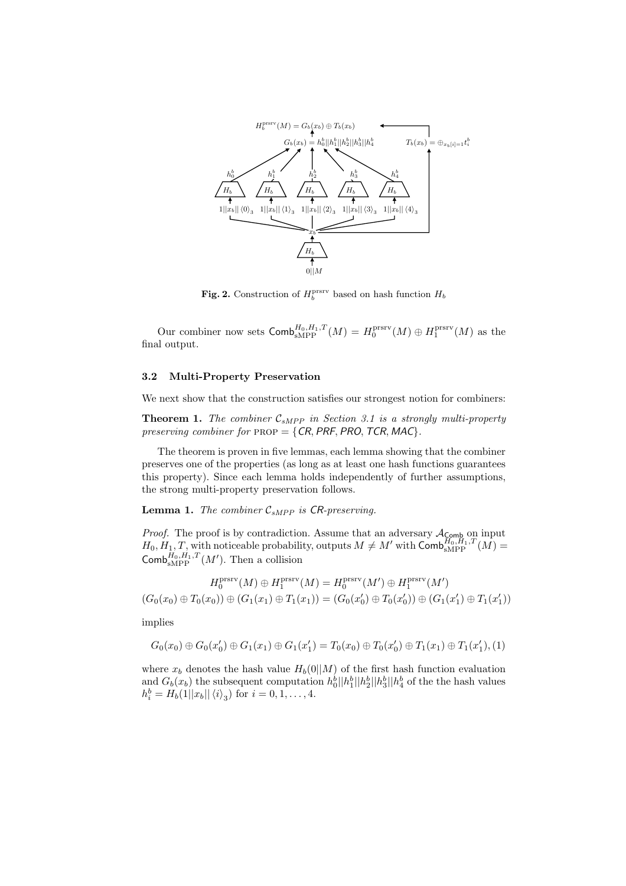**Fig. 2.** Construction of $H_b^{\text{prsrv}}$ based on hash function $H_b$

Our combiner now sets $\mathsf{Comb}_{\text{sMPP}}^{H_0,H_1,T}(M) = H_0^{\text{prsrv}}(M) \oplus H_1^{\text{prsrv}}(M)$ as the final output.

### 3.2 Multi-Property Preservation

We next show that the construction satisfies our strongest notion for combiners:

**Theorem 1.** *The combiner $\mathcal{C}_{sMPP}$ in Section 3.1 is a strongly multi-property preserving combiner for* PROP $= \{\mathsf{CR}, \mathsf{PRF}, \mathsf{PRO}, \mathsf{TCR}, \mathsf{MAC}\}$.

The theorem is proven in five lemmas, each lemma showing that the combiner preserves one of the properties (as long as at least one hash functions guarantees this property). Since each lemma holds independently of further assumptions, the strong multi-property preservation follows.

**Lemma 1.** *The combiner $\mathcal{C}_{sMPP}$ is* CR*-preserving.*

*Proof.* The proof is by contradiction. Assume that an adversary $\mathcal{A}_{\mathsf{Comb}}$ on input $H_0, H_1, T$, with noticeable probability, outputs $M \neq M'$ with $\mathsf{Comb}_{\text{sMPP}}^{H_0,H_1,T}(M) = \mathsf{Comb}_{\text{sMPP}}^{H_0,H_1,T}(M')$. Then a collision

$$H_0^{\text{prsrv}}(M) \oplus H_1^{\text{prsrv}}(M) = H_0^{\text{prsrv}}(M') \oplus H_1^{\text{prsrv}}(M')$$

$$(G_0(x_0) \oplus T_0(x_0)) \oplus (G_1(x_1) \oplus T_1(x_1)) = (G_0(x_0') \oplus T_0(x_0')) \oplus (G_1(x_1') \oplus T_1(x_1'))$$

implies

$$G_0(x_0) \oplus G_0(x_0') \oplus G_1(x_1) \oplus G_1(x_1') = T_0(x_0) \oplus T_0(x_0') \oplus T_1(x_1) \oplus T_1(x_1'), (1)$$

where $x_b$ denotes the hash value $H_b(0||M)$ of the first hash function evaluation and $G_b(x_b)$ the subsequent computation $h_0^b||h_1^b||h_2^b||h_3^b||h_4^b$ of the the hash values $h_i^b = H_b(1||x_b||\langle i \rangle_3)$ for $i = 0, 1, \ldots, 4$.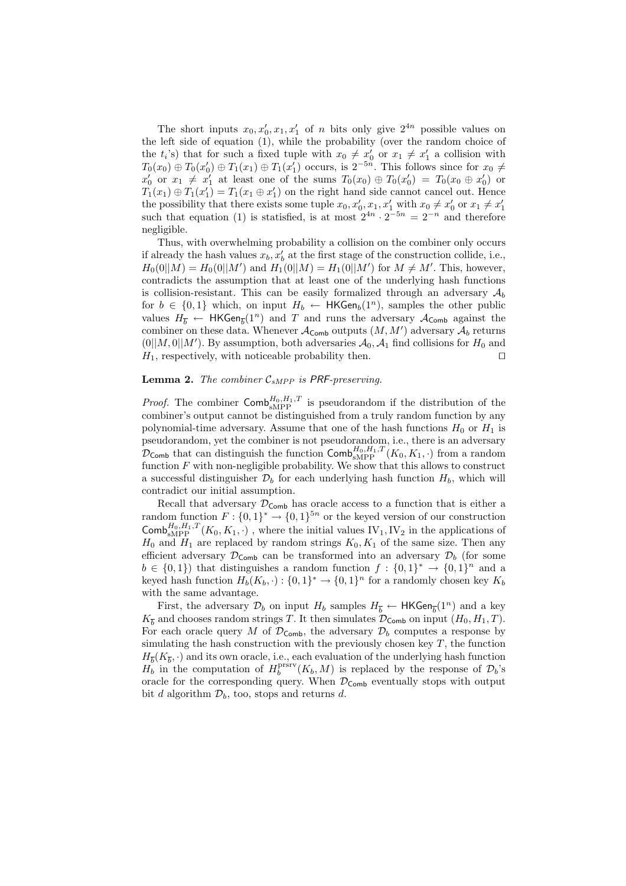The short inputs $x_0, x_0', x_1, x_1'$ of $n$ bits only give $2^{4n}$ possible values on the left side of equation (1), while the probability (over the random choice of the $t_i$'s) that for such a fixed tuple with $x_0 \neq x_0'$ or $x_1 \neq x_1'$ a collision with $T_0(x_0) \oplus T_0(x_0') \oplus T_1(x_1) \oplus T_1(x_1')$ occurs, is $2^{-5n}$. This follows since for $x_0 \neq x_0'$ or $x_1 \neq x_1'$ at least one of the sums $T_0(x_0) \oplus T_0(x_0') = T_0(x_0 \oplus x_0')$ or $T_1(x_1) \oplus T_1(x_1') = T_1(x_1 \oplus x_1')$ on the right hand side cannot cancel out. Hence the possibility that there exists some tuple $x_0, x_0', x_1, x_1'$ with $x_0 \neq x_0'$ or $x_1 \neq x_1'$ such that equation (1) is statisfied, is at most $2^{4n} \cdot 2^{-5n} = 2^{-n}$ and therefore negligible.

Thus, with overwhelming probability a collision on the combiner only occurs if already the hash values $x_b, x_b'$ at the first stage of the construction collide, i.e., $H_0(0||M) = H_0(0||M')$ and $H_1(0||M) = H_1(0||M')$ for $M \neq M'$. This, however, contradicts the assumption that at least one of the underlying hash functions is collision-resistant. This can be easily formalized through an adversary $\mathcal{A}_b$ for $b \in \{0,1\}$ which, on input $H_b \leftarrow \mathsf{HKGen}_b(1^n)$, samples the other public values $H_{\overline{b}} \leftarrow \mathsf{HKGen}_{\overline{b}}(1^n)$ and $T$ and runs the adversary $\mathcal{A}_{\mathsf{Comb}}$ against the combiner on these data. Whenever $\mathcal{A}_{\mathsf{Comb}}$ outputs $(M, M')$ adversary $\mathcal{A}_b$ returns $(0||M, 0||M')$. By assumption, both adversaries $\mathcal{A}_0, \mathcal{A}_1$ find collisions for $H_0$ and $H_1$, respectively, with noticeable probability then. ◻

**Lemma 2.** *The combiner $\mathcal{C}_{sMPP}$ is* PRF*-preserving.*

*Proof.* The combiner $\mathsf{Comb}_{\text{sMPP}}^{H_0,H_1,T}$ is pseudorandom if the distribution of the combiner's output cannot be distinguished from a truly random function by any polynomial-time adversary. Assume that one of the hash functions $H_0$ or $H_1$ is pseudorandom, yet the combiner is not pseudorandom, i.e., there is an adversary $\mathcal{D}_{\mathsf{Comb}}$ that can distinguish the function $\mathsf{Comb}_{\text{sMPP}}^{H_0,H_1,T}(K_0, K_1, \cdot)$ from a random function $F$ with non-negligible probability. We show that this allows to construct a successful distinguisher $\mathcal{D}_b$ for each underlying hash function $H_b$, which will contradict our initial assumption.

Recall that adversary $\mathcal{D}_{\mathsf{Comb}}$ has oracle access to a function that is either a random function $F : \{0,1\}^* \rightarrow \{0,1\}^{5n}$ or the keyed version of our construction $\mathsf{Comb}_{\text{sMPP}}^{H_0,H_1,T}(K_0, K_1, \cdot)$ , where the initial values $\text{IV}_1, \text{IV}_2$ in the applications of $H_0$ and $H_1$ are replaced by random strings $K_0, K_1$ of the same size. Then any efficient adversary $\mathcal{D}_{\mathsf{Comb}}$ can be transformed into an adversary $\mathcal{D}_b$ (for some $b \in \{0,1\}$) that distinguishes a random function $f : \{0,1\}^* \rightarrow \{0,1\}^n$ and a keyed hash function $H_b(K_b, \cdot) : \{0,1\}^* \rightarrow \{0,1\}^n$ for a randomly chosen key $K_b$ with the same advantage.

First, the adversary $\mathcal{D}_b$ on input $H_b$ samples $H_{\overline{b}} \leftarrow \mathsf{HKGen}_{\overline{b}}(1^n)$ and a key $K_{\overline{b}}$ and chooses random strings $T$. It then simulates $\mathcal{D}_{\mathsf{Comb}}$ on input $(H_0, H_1, T)$. For each oracle query $M$ of $\mathcal{D}_{\mathsf{Comb}}$, the adversary $\mathcal{D}_b$ computes a response by simulating the hash construction with the previously chosen key $T$, the function $H_{\overline{b}}(K_{\overline{b}}, \cdot)$ and its own oracle, i.e., each evaluation of the underlying hash function $H_b$ in the computation of $H_b^{\text{prsrv}}(K_b, M)$ is replaced by the response of $\mathcal{D}_b$'s oracle for the corresponding query. When $\mathcal{D}_{\mathsf{Comb}}$ eventually stops with output bit $d$ algorithm $\mathcal{D}_b$, too, stops and returns $d$.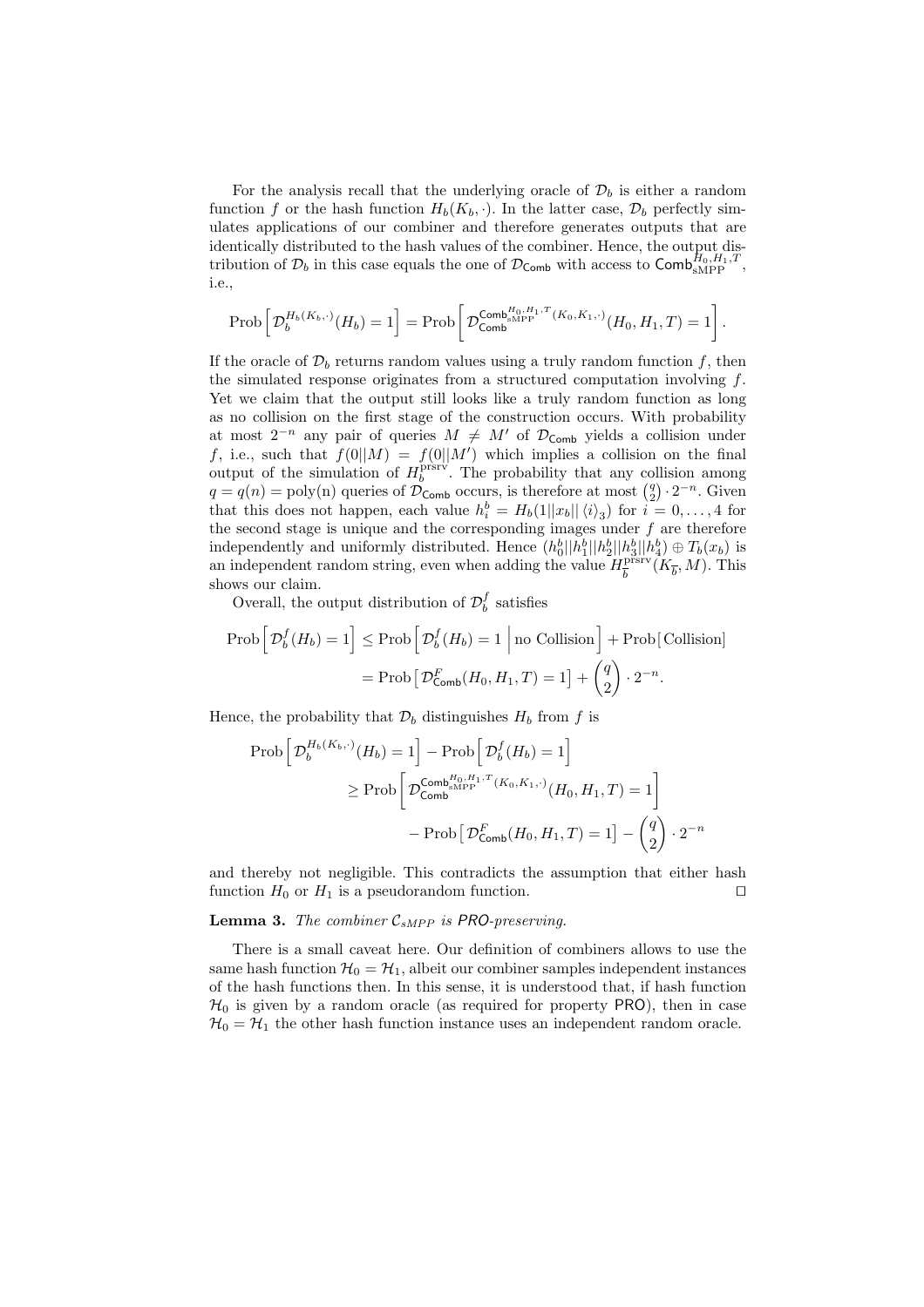For the analysis recall that the underlying oracle of $\mathcal{D}_b$ is either a random function $f$ or the hash function $H_b(K_b, \cdot)$. In the latter case, $\mathcal{D}_b$ perfectly simulates applications of our combiner and therefore generates outputs that are identically distributed to the hash values of the combiner. Hence, the output distribution of $\mathcal{D}_b$ in this case equals the one of $\mathcal{D}_{\mathsf{Comb}}$ with access to $\mathsf{Comb}_{\text{sMPP}}^{H_0,H_1,T}$, i.e.,

$$\text{Prob}\left[\,\mathcal{D}_b^{H_b(K_b,\cdot)}(H_b) = 1\right] = \text{Prob}\left[\,\mathcal{D}_{\mathsf{Comb}}^{\mathsf{Comb}_{\text{sMPP}}^{H_0,H_1,T}(K_0,K_1,\cdot)}(H_0, H_1, T) = 1\right].$$

If the oracle of $\mathcal{D}_b$ returns random values using a truly random function $f$, then the simulated response originates from a structured computation involving $f$. Yet we claim that the output still looks like a truly random function as long as no collision on the first stage of the construction occurs. With probability at most $2^{-n}$ any pair of queries $M \neq M'$ of $\mathcal{D}_{\mathsf{Comb}}$ yields a collision under $f$, i.e., such that $f(0||M) = f(0||M')$ which implies a collision on the final output of the simulation of $H_b^{\text{prsrv}}$. The probability that any collision among $q = q(n) = \text{poly(n)}$ queries of $\mathcal{D}_{\mathsf{Comb}}$ occurs, is therefore at most $\binom{q}{2} \cdot 2^{-n}$. Given that this does not happen, each value $h_i^b = H_b(1||x_b||\langle i \rangle_3)$ for $i = 0, \ldots, 4$ for the second stage is unique and the corresponding images under $f$ are therefore independently and uniformly distributed. Hence $(h_0^b||h_1^b||h_2^b||h_3^b||h_4^b) \oplus T_b(x_b)$ is an independent random string, even when adding the value $H_{\overline{b}}^{\text{prsrv}}(K_{\overline{b}}, M)$. This shows our claim.

Overall, the output distribution of $\mathcal{D}_b^f$ satisfies

$$\begin{aligned}
\text{Prob}\left[\,\mathcal{D}_b^f(H_b) = 1\right] &\leq \text{Prob}\left[\,\mathcal{D}_b^f(H_b) = 1 \,\middle|\, \text{no Collision}\right] + \text{Prob}\left[\,\text{Collision}\right] \\
&= \text{Prob}\left[\,\mathcal{D}_{\mathsf{Comb}}^F(H_0, H_1, T) = 1\right] + \binom{q}{2} \cdot 2^{-n}.
\end{aligned}$$

Hence, the probability that $\mathcal{D}_b$ distinguishes $H_b$ from $f$ is

$$\begin{aligned}
\text{Prob}&\left[\,\mathcal{D}_b^{H_b(K_b,\cdot)}(H_b) = 1\right] - \text{Prob}\left[\,\mathcal{D}_b^f(H_b) = 1\right] \\
&\geq \text{Prob}\left[\,\mathcal{D}_{\mathsf{Comb}}^{\mathsf{Comb}_{\text{sMPP}}^{H_0,H_1,T}(K_0,K_1,\cdot)}(H_0, H_1, T) = 1\right] \\
&\qquad - \text{Prob}\left[\,\mathcal{D}_{\mathsf{Comb}}^F(H_0, H_1, T) = 1\right] - \binom{q}{2} \cdot 2^{-n}
\end{aligned}$$

and thereby not negligible. This contradicts the assumption that either hash function $H_0$ or $H_1$ is a pseudorandom function. ◻

**Lemma 3.** *The combiner $\mathcal{C}_{sMPP}$ is PRO-preserving.*

There is a small caveat here. Our definition of combiners allows to use the same hash function $\mathcal{H}_0 = \mathcal{H}_1$, albeit our combiner samples independent instances of the hash functions then. In this sense, it is understood that, if hash function $\mathcal{H}_0$ is given by a random oracle (as required for property PRO), then in case $\mathcal{H}_0 = \mathcal{H}_1$ the other hash function instance uses an independent random oracle.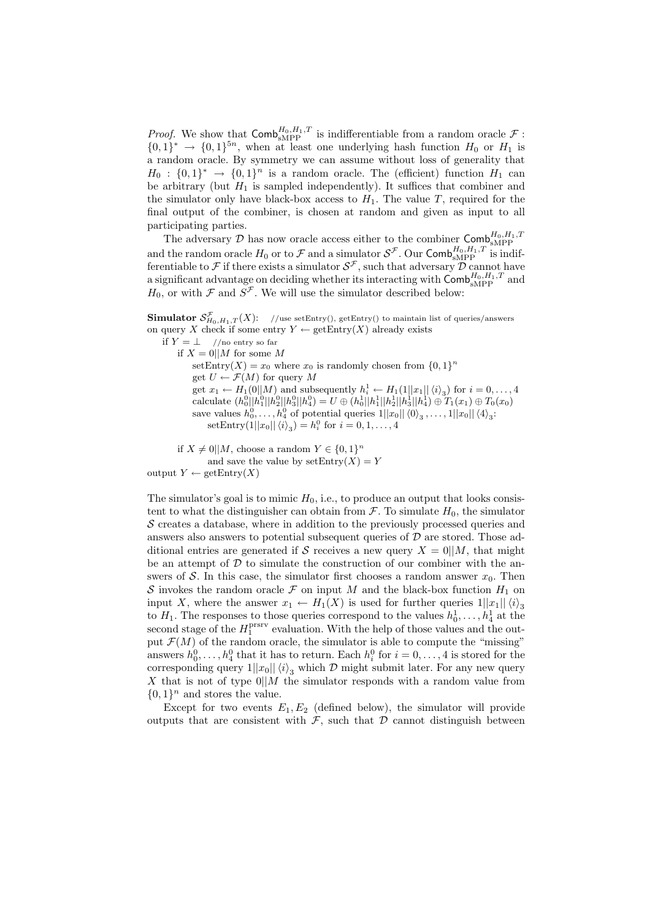*Proof.* We show that $\mathsf{Comb}_{\mathrm{sMPP}}^{H_0,H_1,T}$ is indifferentiable from a random oracle $\mathcal{F}: \{0,1\}^* \rightarrow \{0,1\}^{5n}$, when at least one underlying hash function $H_0$ or $H_1$ is a random oracle. By symmetry we can assume without loss of generality that $H_0 : \{0,1\}^* \rightarrow \{0,1\}^n$ is a random oracle. The (efficient) function $H_1$ can be arbitrary (but $H_1$ is sampled independently). It suffices that combiner and the simulator only have black-box access to $H_1$. The value $T$, required for the final output of the combiner, is chosen at random and given as input to all participating parties.

The adversary $\mathcal{D}$ has now oracle access either to the combiner $\mathsf{Comb}_{\mathrm{sMPP}}^{H_0,H_1,T}$ and the random oracle $H_0$ or to $\mathcal{F}$ and a simulator $\mathcal{S}^{\mathcal{F}}$. Our $\mathsf{Comb}_{\mathrm{sMPP}}^{H_0,H_1,T}$ is indifferentiable to $\mathcal{F}$ if there exists a simulator $\mathcal{S}^{\mathcal{F}}$, such that adversary $\mathcal{D}$ cannot have a significant advantage on deciding whether its interacting with $\mathsf{Comb}_{\mathrm{sMPP}}^{H_0,H_1,T}$ and $H_0$, or with $\mathcal{F}$ and $S^{\mathcal{F}}$. We will use the simulator described below:

**Simulator** $\mathcal{S}^{\mathcal{F}}_{H_0,H_1,T}(X)$: //use setEntry(), getEntry() to maintain list of queries/answers
on query $X$ check if some entry $Y \leftarrow \mathrm{getEntry}(X)$ already exists
- if $Y = \perp$ //no entry so far
  - if $X = 0||M$ for some $M$
    - setEntry$(X) = x_0$ where $x_0$ is randomly chosen from $\{0,1\}^n$
    - get $U \leftarrow \mathcal{F}(M)$ for query $M$
    - get $x_1 \leftarrow H_1(0||M)$ and subsequently $h_i^1 \leftarrow H_1(1||x_1||\langle i\rangle_3)$ for $i = 0,\ldots,4$
    - calculate $(h_0^0||h_1^0||h_2^0||h_3^0||h_4^0) = U \oplus (h_0^1||h_1^1||h_2^1||h_3^1||h_4^1) \oplus T_1(x_1) \oplus T_0(x_0)$
    - save values $h_0^0,\ldots,h_4^0$ of potential queries $1||x_0||\langle 0\rangle_3,\ldots,1||x_0||\langle 4\rangle_3$:
      - setEntry$(1||x_0||\langle i\rangle_3) = h_i^0$ for $i = 0,1,\ldots,4$
  - if $X \neq 0||M$, choose a random $Y \in \{0,1\}^n$
    and save the value by setEntry$(X) = Y$

output $Y \leftarrow \mathrm{getEntry}(X)$

The simulator's goal is to mimic $H_0$, i.e., to produce an output that looks consistent to what the distinguisher can obtain from $\mathcal{F}$. To simulate $H_0$, the simulator $\mathcal{S}$ creates a database, where in addition to the previously processed queries and answers also answers to potential subsequent queries of $\mathcal{D}$ are stored. Those additional entries are generated if $\mathcal{S}$ receives a new query $X = 0||M$, that might be an attempt of $\mathcal{D}$ to simulate the construction of our combiner with the answers of $\mathcal{S}$. In this case, the simulator first chooses a random answer $x_0$. Then $\mathcal{S}$ invokes the random oracle $\mathcal{F}$ on input $M$ and the black-box function $H_1$ on input $X$, where the answer $x_1 \leftarrow H_1(X)$ is used for further queries $1||x_1||\langle i\rangle_3$ to $H_1$. The responses to those queries correspond to the values $h_0^1,\ldots,h_4^1$ at the second stage of the $H_1^{\mathrm{prsrv}}$ evaluation. With the help of those values and the output $\mathcal{F}(M)$ of the random oracle, the simulator is able to compute the "missing" answers $h_0^0,\ldots,h_4^0$ that it has to return. Each $h_i^0$ for $i = 0,\ldots,4$ is stored for the corresponding query $1||x_0||\langle i\rangle_3$ which $\mathcal{D}$ might submit later. For any new query $X$ that is not of type $0||M$ the simulator responds with a random value from $\{0,1\}^n$ and stores the value.

Except for two events $E_1, E_2$ (defined below), the simulator will provide outputs that are consistent with $\mathcal{F}$, such that $\mathcal{D}$ cannot distinguish between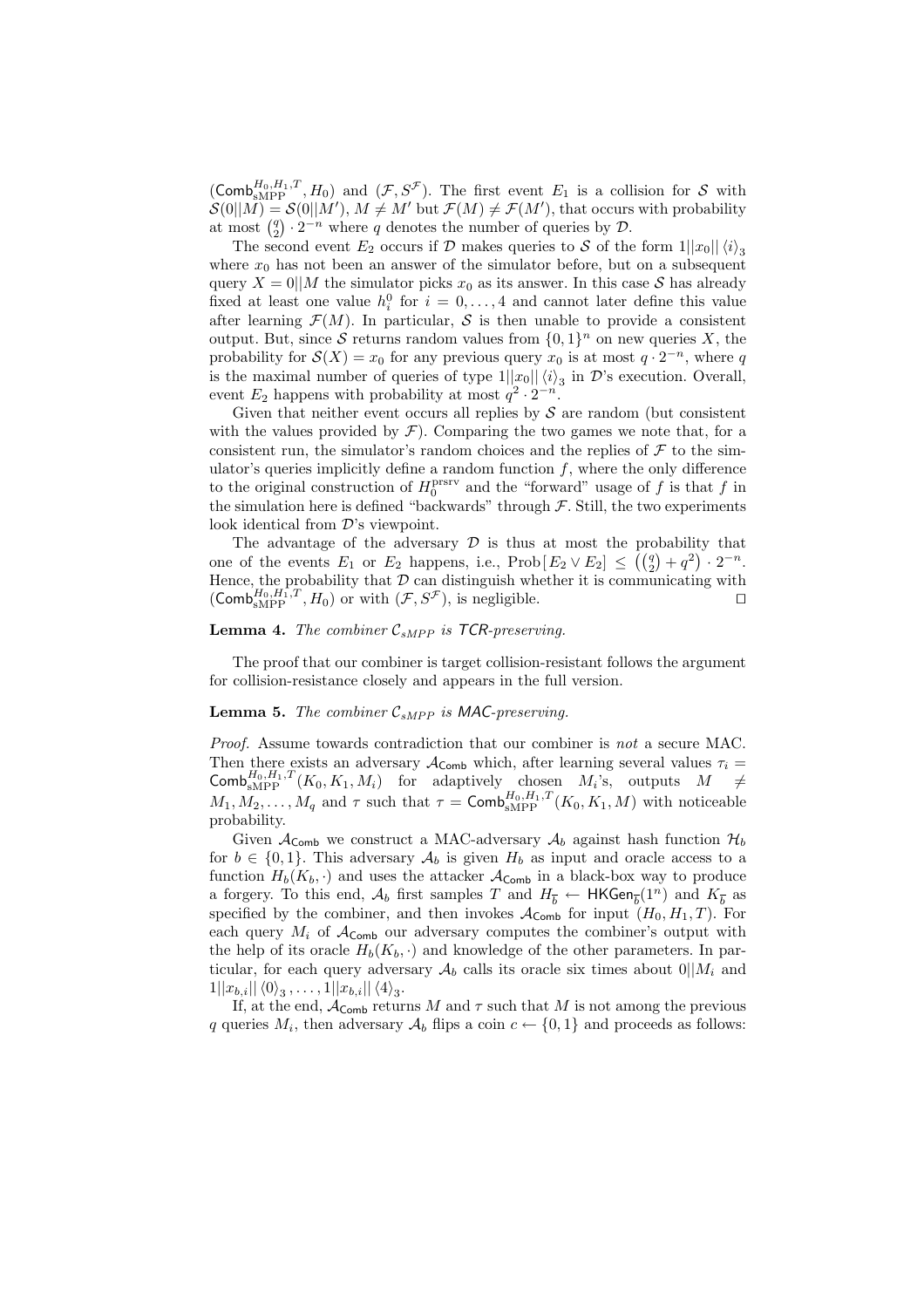$(\mathsf{Comb}^{H_0,H_1,T}_{\text{sMPP}}, H_0)$ and $(\mathcal{F}, S^{\mathcal{F}})$. The first event $E_1$ is a collision for $\mathcal{S}$ with $\mathcal{S}(0||M) = \mathcal{S}(0||M')$, $M \neq M'$ but $\mathcal{F}(M) \neq \mathcal{F}(M')$, that occurs with probability at most $\binom{q}{2} \cdot 2^{-n}$ where $q$ denotes the number of queries by $\mathcal{D}$.

The second event $E_2$ occurs if $\mathcal{D}$ makes queries to $\mathcal{S}$ of the form $1||x_0||\langle i \rangle_3$ where $x_0$ has not been an answer of the simulator before, but on a subsequent query $X = 0||M$ the simulator picks $x_0$ as its answer. In this case $\mathcal{S}$ has already fixed at least one value $h^0_i$ for $i = 0, \ldots, 4$ and cannot later define this value after learning $\mathcal{F}(M)$. In particular, $\mathcal{S}$ is then unable to provide a consistent output. But, since $\mathcal{S}$ returns random values from $\{0,1\}^n$ on new queries $X$, the probability for $\mathcal{S}(X) = x_0$ for any previous query $x_0$ is at most $q \cdot 2^{-n}$, where $q$ is the maximal number of queries of type $1||x_0||\langle i \rangle_3$ in $\mathcal{D}$'s execution. Overall, event $E_2$ happens with probability at most $q^2 \cdot 2^{-n}$.

Given that neither event occurs all replies by $\mathcal{S}$ are random (but consistent with the values provided by $\mathcal{F}$). Comparing the two games we note that, for a consistent run, the simulator's random choices and the replies of $\mathcal{F}$ to the simulator's queries implicitly define a random function $f$, where the only difference to the original construction of $H^{\text{prsrv}}_0$ and the "forward" usage of $f$ is that $f$ in the simulation here is defined "backwards" through $\mathcal{F}$. Still, the two experiments look identical from $\mathcal{D}$'s viewpoint.

The advantage of the adversary $\mathcal{D}$ is thus at most the probability that one of the events $E_1$ or $E_2$ happens, i.e., $\text{Prob}[E_2 \vee E_2] \leq \left(\binom{q}{2} + q^2\right) \cdot 2^{-n}$. Hence, the probability that $\mathcal{D}$ can distinguish whether it is communicating with $(\mathsf{Comb}^{H_0,H_1,T}_{\text{sMPP}}, H_0)$ or with $(\mathcal{F}, S^{\mathcal{F}})$, is negligible. ⊓⊔

**Lemma 4.** *The combiner $\mathcal{C}_{sMPP}$ is TCR-preserving.*

The proof that our combiner is target collision-resistant follows the argument for collision-resistance closely and appears in the full version.

**Lemma 5.** *The combiner $\mathcal{C}_{sMPP}$ is MAC-preserving.*

*Proof.* Assume towards contradiction that our combiner is *not* a secure MAC. Then there exists an adversary $\mathcal{A}_{\mathsf{Comb}}$ which, after learning several values $\tau_i = \mathsf{Comb}^{H_0,H_1,T}_{\text{sMPP}}(K_0, K_1, M_i)$ for adaptively chosen $M_i$'s, outputs $M \neq M_1, M_2, \ldots, M_q$ and $\tau$ such that $\tau = \mathsf{Comb}^{H_0,H_1,T}_{\text{sMPP}}(K_0, K_1, M)$ with noticeable probability.

Given $\mathcal{A}_{\mathsf{Comb}}$ we construct a MAC-adversary $\mathcal{A}_b$ against hash function $\mathcal{H}_b$ for $b \in \{0,1\}$. This adversary $\mathcal{A}_b$ is given $H_b$ as input and oracle access to a function $H_b(K_b, \cdot)$ and uses the attacker $\mathcal{A}_{\mathsf{Comb}}$ in a black-box way to produce a forgery. To this end, $\mathcal{A}_b$ first samples $T$ and $H_{\overline{b}} \leftarrow \mathsf{HKGen}_{\overline{b}}(1^n)$ and $K_{\overline{b}}$ as specified by the combiner, and then invokes $\mathcal{A}_{\mathsf{Comb}}$ for input $(H_0, H_1, T)$. For each query $M_i$ of $\mathcal{A}_{\mathsf{Comb}}$ our adversary computes the combiner's output with the help of its oracle $H_b(K_b, \cdot)$ and knowledge of the other parameters. In particular, for each query adversary $\mathcal{A}_b$ calls its oracle six times about $0||M_i$ and $1||x_{b,i}||\langle 0 \rangle_3, \ldots, 1||x_{b,i}||\langle 4 \rangle_3$.

If, at the end, $\mathcal{A}_{\mathsf{Comb}}$ returns $M$ and $\tau$ such that $M$ is not among the previous $q$ queries $M_i$, then adversary $\mathcal{A}_b$ flips a coin $c \leftarrow \{0,1\}$ and proceeds as follows: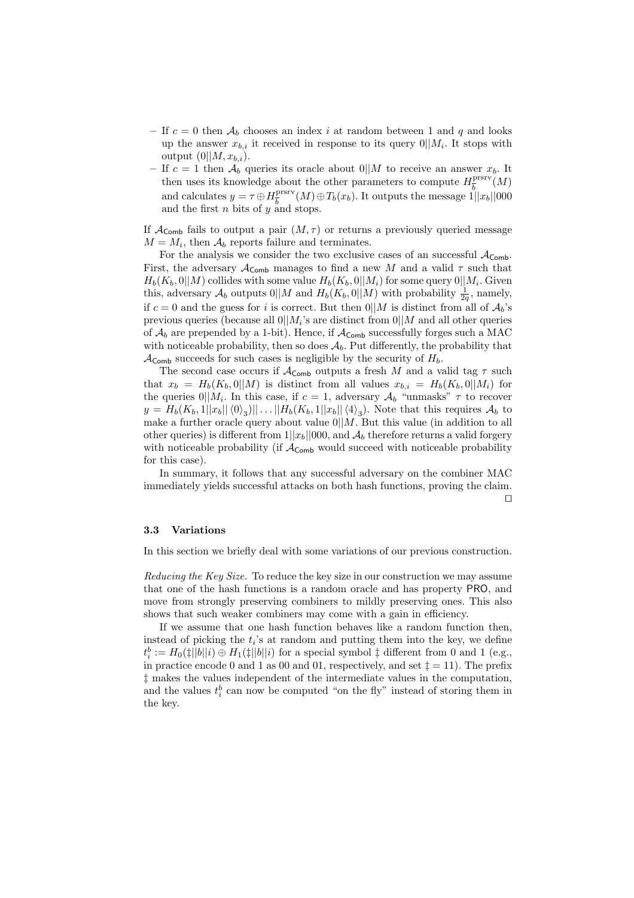– If $c = 0$ then $\mathcal{A}_b$ chooses an index $i$ at random between 1 and $q$ and looks up the answer $x_{b,i}$ it received in response to its query $0||M_i$. It stops with output $(0||M, x_{b,i})$.
– If $c = 1$ then $\mathcal{A}_b$ queries its oracle about $0||M$ to receive an answer $x_b$. It then uses its knowledge about the other parameters to compute $H_{\overline{b}}^{\text{prsrv}}(M)$ and calculates $y = \tau \oplus H_{\overline{b}}^{\text{prsrv}}(M) \oplus T_b(x_b)$. It outputs the message $1||x_b||000$ and the first $n$ bits of $y$ and stops.

If $\mathcal{A}_{\mathsf{Comb}}$ fails to output a pair $(M, \tau)$ or returns a previously queried message $M = M_i$, then $\mathcal{A}_b$ reports failure and terminates.

For the analysis we consider the two exclusive cases of an successful $\mathcal{A}_{\mathsf{Comb}}$. First, the adversary $\mathcal{A}_{\mathsf{Comb}}$ manages to find a new $M$ and a valid $\tau$ such that $H_b(K_b, 0||M)$ collides with some value $H_b(K_b, 0||M_i)$ for some query $0||M_i$. Given this, adversary $\mathcal{A}_b$ outputs $0||M$ and $H_b(K_b, 0||M)$ with probability $\frac{1}{2q}$, namely, if $c = 0$ and the guess for $i$ is correct. But then $0||M$ is distinct from all of $\mathcal{A}_b$'s previous queries (because all $0||M_i$'s are distinct from $0||M$ and all other queries of $\mathcal{A}_b$ are prepended by a 1-bit). Hence, if $\mathcal{A}_{\mathsf{Comb}}$ successfully forges such a MAC with noticeable probability, then so does $\mathcal{A}_b$. Put differently, the probability that $\mathcal{A}_{\mathsf{Comb}}$ succeeds for such cases is negligible by the security of $H_b$.

The second case occurs if $\mathcal{A}_{\mathsf{Comb}}$ outputs a fresh $M$ and a valid tag $\tau$ such that $x_b = H_b(K_b, 0||M)$ is distinct from all values $x_{b,i} = H_b(K_b, 0||M_i)$ for the queries $0||M_i$. In this case, if $c = 1$, adversary $\mathcal{A}_b$ "unmasks" $\tau$ to recover $y = H_b(K_b, 1||x_b|| \langle 0 \rangle_3)|| \ldots ||H_b(K_b, 1||x_b|| \langle 4 \rangle_3)$. Note that this requires $\mathcal{A}_b$ to make a further oracle query about value $0||M$. But this value (in addition to all other queries) is different from $1||x_b||000$, and $\mathcal{A}_b$ therefore returns a valid forgery with noticeable probability (if $\mathcal{A}_{\mathsf{Comb}}$ would succeed with noticeable probability for this case).

In summary, it follows that any successful adversary on the combiner MAC immediately yields successful attacks on both hash functions, proving the claim. □

### 3.3 Variations

In this section we briefly deal with some variations of our previous construction.

*Reducing the Key Size.* To reduce the key size in our construction we may assume that one of the hash functions is a random oracle and has property $\mathsf{PRO}$, and move from strongly preserving combiners to mildly preserving ones. This also shows that such weaker combiners may come with a gain in efficiency.

If we assume that one hash function behaves like a random function then, instead of picking the $t_i$'s at random and putting them into the key, we define $t_i^b := H_0(\ddagger||b||i) \oplus H_1(\ddagger||b||i)$ for a special symbol $\ddagger$ different from 0 and 1 (e.g., in practice encode 0 and 1 as 00 and 01, respectively, and set $\ddagger = 11$). The prefix $\ddagger$ makes the values independent of the intermediate values in the computation, and the values $t_i^b$ can now be computed "on the fly" instead of storing them in the key.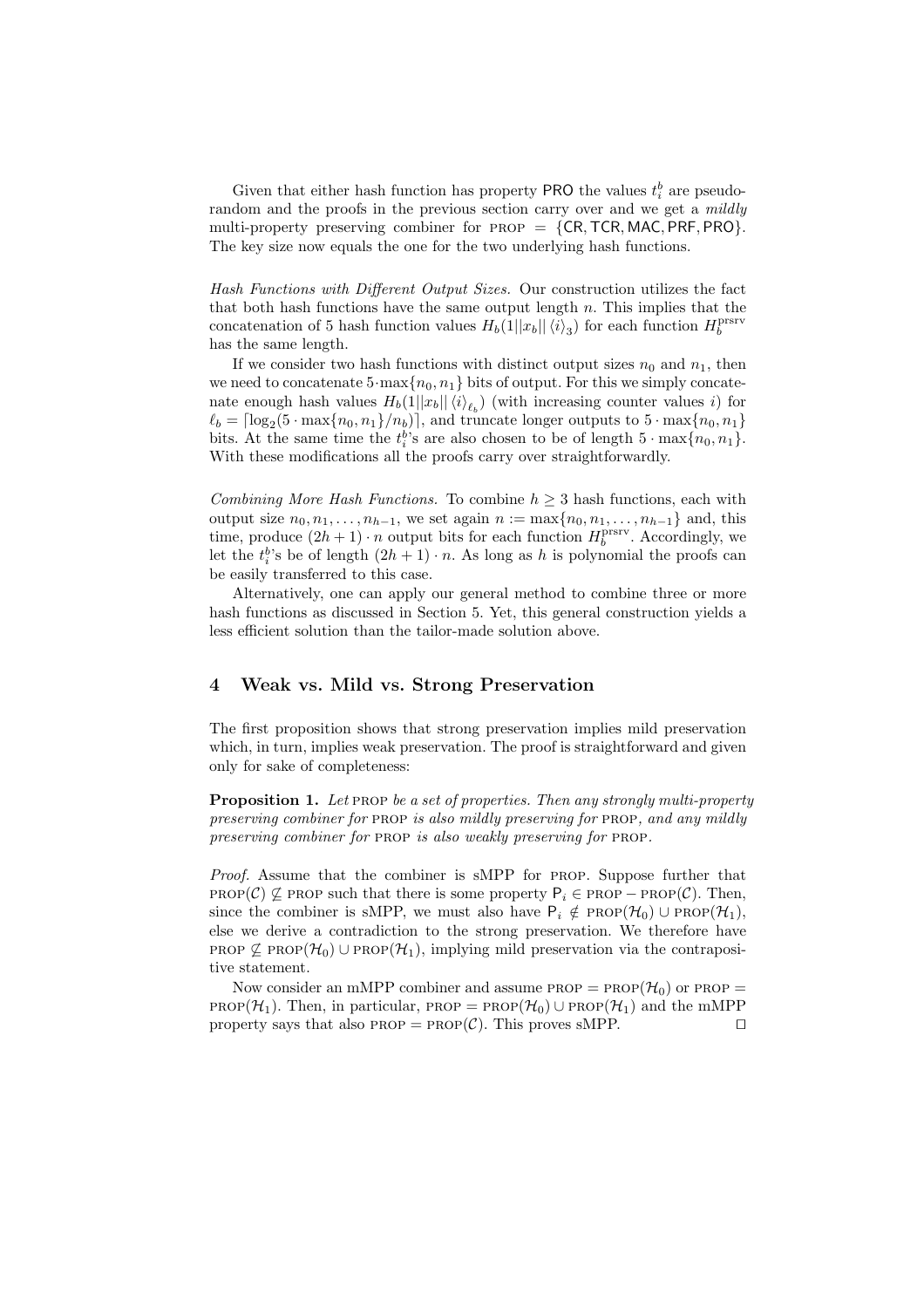Given that either hash function has property $\mathsf{PRO}$ the values $t_i^b$ are pseudorandom and the proofs in the previous section carry over and we get a *mildly* multi-property preserving combiner for $\textsc{prop} = \{\mathsf{CR}, \mathsf{TCR}, \mathsf{MAC}, \mathsf{PRF}, \mathsf{PRO}\}$. The key size now equals the one for the two underlying hash functions.

*Hash Functions with Different Output Sizes.* Our construction utilizes the fact that both hash functions have the same output length $n$. This implies that the concatenation of 5 hash function values $H_b(1||x_b||\langle i \rangle_3)$ for each function $H_b^{\text{prsrv}}$ has the same length.

If we consider two hash functions with distinct output sizes $n_0$ and $n_1$, then we need to concatenate $5 \cdot \max\{n_0, n_1\}$ bits of output. For this we simply concatenate enough hash values $H_b(1||x_b||\langle i \rangle_{\ell_b})$ (with increasing counter values $i$) for $\ell_b = \lceil \log_2(5 \cdot \max\{n_0, n_1\}/n_b) \rceil$, and truncate longer outputs to $5 \cdot \max\{n_0, n_1\}$ bits. At the same time the $t_i^b$'s are also chosen to be of length $5 \cdot \max\{n_0, n_1\}$. With these modifications all the proofs carry over straightforwardly.

*Combining More Hash Functions.* To combine $h \geq 3$ hash functions, each with output size $n_0, n_1, \ldots, n_{h-1}$, we set again $n := \max\{n_0, n_1, \ldots, n_{h-1}\}$ and, this time, produce $(2h + 1) \cdot n$ output bits for each function $H_b^{\text{prsrv}}$. Accordingly, we let the $t_i^b$'s be of length $(2h + 1) \cdot n$. As long as $h$ is polynomial the proofs can be easily transferred to this case.

Alternatively, one can apply our general method to combine three or more hash functions as discussed in Section 5. Yet, this general construction yields a less efficient solution than the tailor-made solution above.

## 4 Weak vs. Mild vs. Strong Preservation

The first proposition shows that strong preservation implies mild preservation which, in turn, implies weak preservation. The proof is straightforward and given only for sake of completeness:

**Proposition 1.** *Let* $\textsc{prop}$ *be a set of properties. Then any strongly multi-property preserving combiner for* $\textsc{prop}$ *is also mildly preserving for* $\textsc{prop}$*, and any mildly preserving combiner for* $\textsc{prop}$ *is also weakly preserving for* $\textsc{prop}$*.*

*Proof.* Assume that the combiner is sMPP for $\textsc{prop}$. Suppose further that $\textsc{prop}(\mathcal{C}) \not\subseteq \textsc{prop}$ such that there is some property $\mathsf{P}_i \in \textsc{prop} - \textsc{prop}(\mathcal{C})$. Then, since the combiner is sMPP, we must also have $\mathsf{P}_i \notin \textsc{prop}(\mathcal{H}_0) \cup \textsc{prop}(\mathcal{H}_1)$, else we derive a contradiction to the strong preservation. We therefore have $\textsc{prop} \not\subseteq \textsc{prop}(\mathcal{H}_0) \cup \textsc{prop}(\mathcal{H}_1)$, implying mild preservation via the contrapositive statement.

Now consider an mMPP combiner and assume $\textsc{prop} = \textsc{prop}(\mathcal{H}_0)$ or $\textsc{prop} = \textsc{prop}(\mathcal{H}_1)$. Then, in particular, $\textsc{prop} = \textsc{prop}(\mathcal{H}_0) \cup \textsc{prop}(\mathcal{H}_1)$ and the mMPP property says that also $\textsc{prop} = \textsc{prop}(\mathcal{C})$. This proves sMPP. $\square$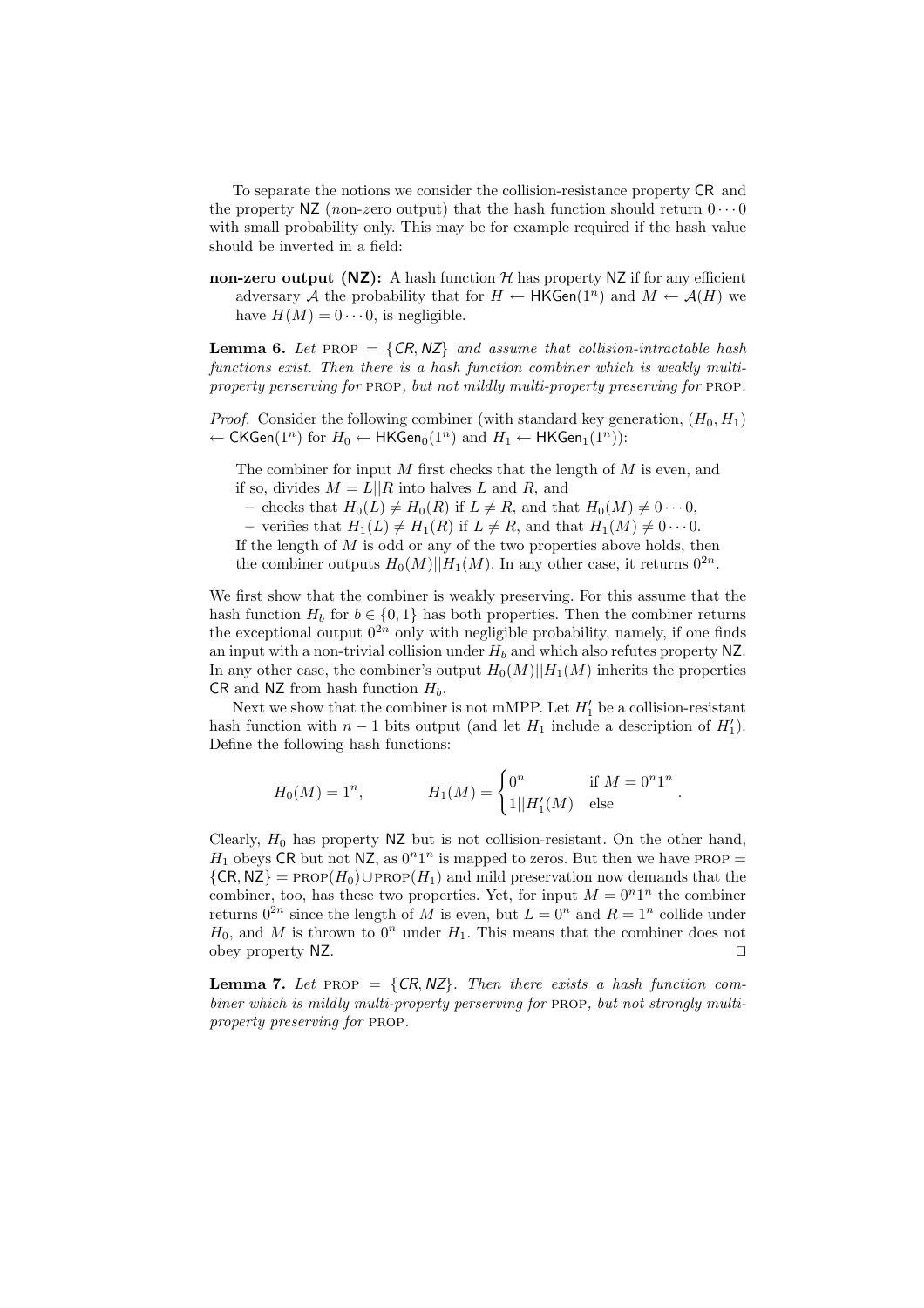To separate the notions we consider the collision-resistance property $\mathsf{CR}$ and the property $\mathsf{NZ}$ (*n*on-*z*ero output) that the hash function should return $0 \cdots 0$ with small probability only. This may be for example required if the hash value should be inverted in a field:

**non-zero output ($\mathsf{NZ}$):** A hash function $\mathcal{H}$ has property $\mathsf{NZ}$ if for any efficient adversary $\mathcal{A}$ the probability that for $H \leftarrow \mathsf{HKGen}(1^n)$ and $M \leftarrow \mathcal{A}(H)$ we have $H(M) = 0 \cdots 0$, is negligible.

**Lemma 6.** *Let* PROP $= \{\mathsf{CR}, \mathsf{NZ}\}$ *and assume that collision-intractable hash functions exist. Then there is a hash function combiner which is weakly multi-property perserving for* PROP*, but not mildly multi-property preserving for* PROP.

*Proof.* Consider the following combiner (with standard key generation, $(H_0, H_1) \leftarrow \mathsf{CKGen}(1^n)$ for $H_0 \leftarrow \mathsf{HKGen}_0(1^n)$ and $H_1 \leftarrow \mathsf{HKGen}_1(1^n)$):

The combiner for input $M$ first checks that the length of $M$ is even, and if so, divides $M = L||R$ into halves $L$ and $R$, and

- checks that $H_0(L) \neq H_0(R)$ if $L \neq R$, and that $H_0(M) \neq 0 \cdots 0$,
- verifies that $H_1(L) \neq H_1(R)$ if $L \neq R$, and that $H_1(M) \neq 0 \cdots 0$.

If the length of $M$ is odd or any of the two properties above holds, then the combiner outputs $H_0(M)||H_1(M)$. In any other case, it returns $0^{2n}$.

We first show that the combiner is weakly preserving. For this assume that the hash function $H_b$ for $b \in \{0, 1\}$ has both properties. Then the combiner returns the exceptional output $0^{2n}$ only with negligible probability, namely, if one finds an input with a non-trivial collision under $H_b$ and which also refutes property $\mathsf{NZ}$. In any other case, the combiner's output $H_0(M)||H_1(M)$ inherits the properties $\mathsf{CR}$ and $\mathsf{NZ}$ from hash function $H_b$.

Next we show that the combiner is not mMPP. Let $H_1'$ be a collision-resistant hash function with $n-1$ bits output (and let $H_1$ include a description of $H_1'$). Define the following hash functions:

$$H_0(M) = 1^n, \qquad\qquad H_1(M) = \begin{cases} 0^n & \text{if } M = 0^n 1^n \\ 1||H_1'(M) & \text{else} \end{cases}.$$

Clearly, $H_0$ has property $\mathsf{NZ}$ but is not collision-resistant. On the other hand, $H_1$ obeys $\mathsf{CR}$ but not $\mathsf{NZ}$, as $0^n 1^n$ is mapped to zeros. But then we have PROP $= \{\mathsf{CR}, \mathsf{NZ}\} = \text{PROP}(H_0) \cup \text{PROP}(H_1)$ and mild preservation now demands that the combiner, too, has these two properties. Yet, for input $M = 0^n 1^n$ the combiner returns $0^{2n}$ since the length of $M$ is even, but $L = 0^n$ and $R = 1^n$ collide under $H_0$, and $M$ is thrown to $0^n$ under $H_1$. This means that the combiner does not obey property $\mathsf{NZ}$. □

**Lemma 7.** *Let* PROP $= \{\mathsf{CR}, \mathsf{NZ}\}$*. Then there exists a hash function combiner which is mildly multi-property perserving for* PROP*, but not strongly multi-property preserving for* PROP.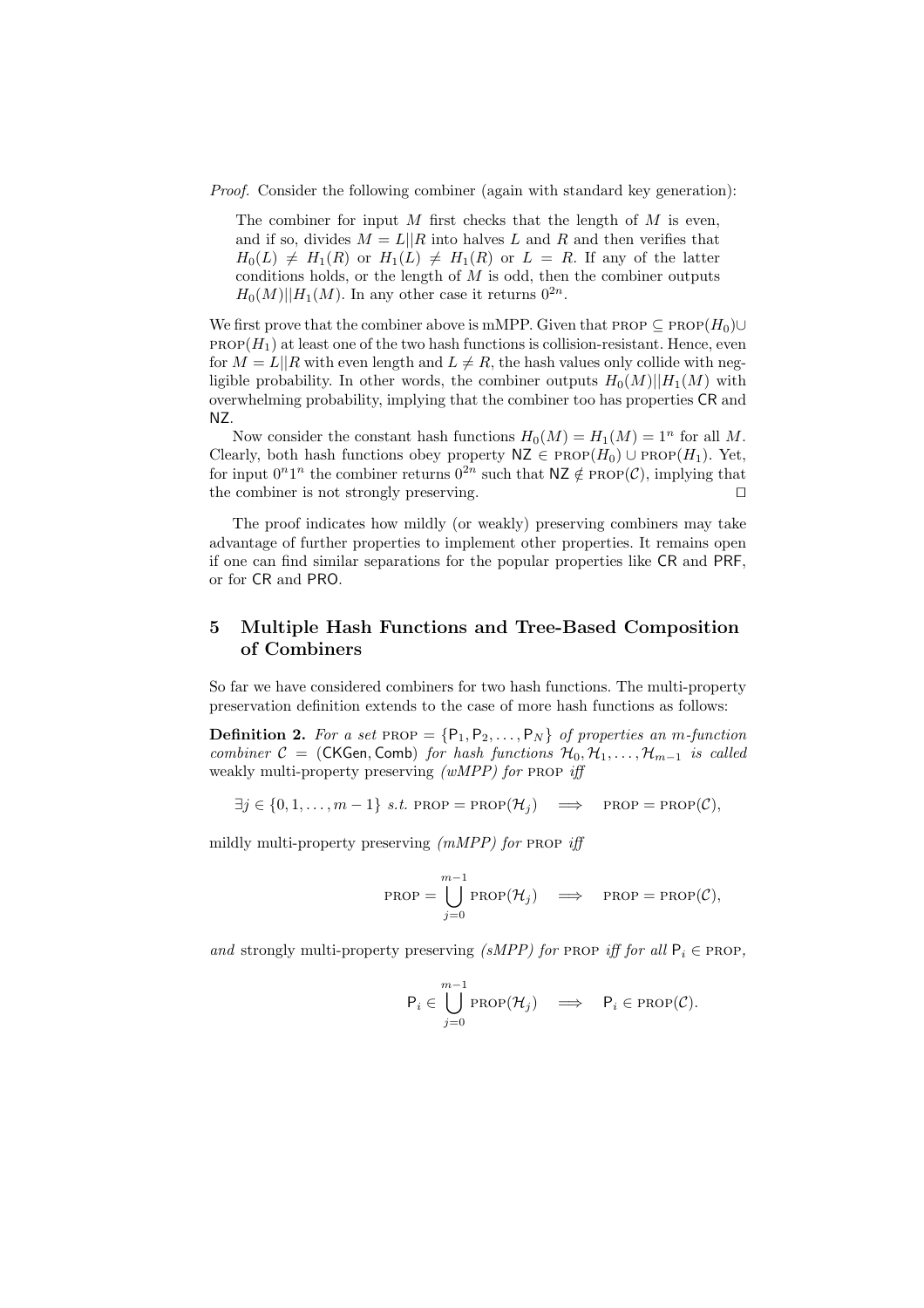*Proof.* Consider the following combiner (again with standard key generation):

> The combiner for input $M$ first checks that the length of $M$ is even, and if so, divides $M = L||R$ into halves $L$ and $R$ and then verifies that $H_0(L) \neq H_1(R)$ or $H_1(L) \neq H_1(R)$ or $L = R$. If any of the latter conditions holds, or the length of $M$ is odd, then the combiner outputs $H_0(M)||H_1(M)$. In any other case it returns $0^{2n}$.

We first prove that the combiner above is mMPP. Given that $\text{PROP} \subseteq \text{PROP}(H_0) \cup \text{PROP}(H_1)$ at least one of the two hash functions is collision-resistant. Hence, even for $M = L||R$ with even length and $L \neq R$, the hash values only collide with negligible probability. In other words, the combiner outputs $H_0(M)||H_1(M)$ with overwhelming probability, implying that the combiner too has properties $\mathsf{CR}$ and $\mathsf{NZ}$.

Now consider the constant hash functions $H_0(M) = H_1(M) = 1^n$ for all $M$. Clearly, both hash functions obey property $\mathsf{NZ} \in \text{PROP}(H_0) \cup \text{PROP}(H_1)$. Yet, for input $0^n 1^n$ the combiner returns $0^{2n}$ such that $\mathsf{NZ} \notin \text{PROP}(\mathcal{C})$, implying that the combiner is not strongly preserving. ⊓⊔

The proof indicates how mildly (or weakly) preserving combiners may take advantage of further properties to implement other properties. It remains open if one can find similar separations for the popular properties like $\mathsf{CR}$ and $\mathsf{PRF}$, or for $\mathsf{CR}$ and $\mathsf{PRO}$.

## 5 Multiple Hash Functions and Tree-Based Composition of Combiners

So far we have considered combiners for two hash functions. The multi-property preservation definition extends to the case of more hash functions as follows:

**Definition 2.** *For a set* $\text{PROP} = \{\mathsf{P}_1, \mathsf{P}_2, \ldots, \mathsf{P}_N\}$ *of properties an* $m$*-function combiner* $\mathcal{C} = (\mathsf{CKGen}, \mathsf{Comb})$ *for hash functions* $\mathcal{H}_0, \mathcal{H}_1, \ldots, \mathcal{H}_{m-1}$ *is called* weakly multi-property preserving *(wMPP) for* PROP *iff*

$$\exists j \in \{0, 1, \ldots, m-1\} \text{ s.t. } \text{PROP} = \text{PROP}(\mathcal{H}_j) \implies \text{PROP} = \text{PROP}(\mathcal{C}),$$

mildly multi-property preserving *(mMPP) for* PROP *iff*

$$\text{PROP} = \bigcup_{j=0}^{m-1} \text{PROP}(\mathcal{H}_j) \implies \text{PROP} = \text{PROP}(\mathcal{C}),$$

*and* strongly multi-property preserving *(sMPP) for* PROP *iff for all* $\mathsf{P}_i \in \text{PROP}$,

$$\mathsf{P}_i \in \bigcup_{j=0}^{m-1} \text{PROP}(\mathcal{H}_j) \implies \mathsf{P}_i \in \text{PROP}(\mathcal{C}).$$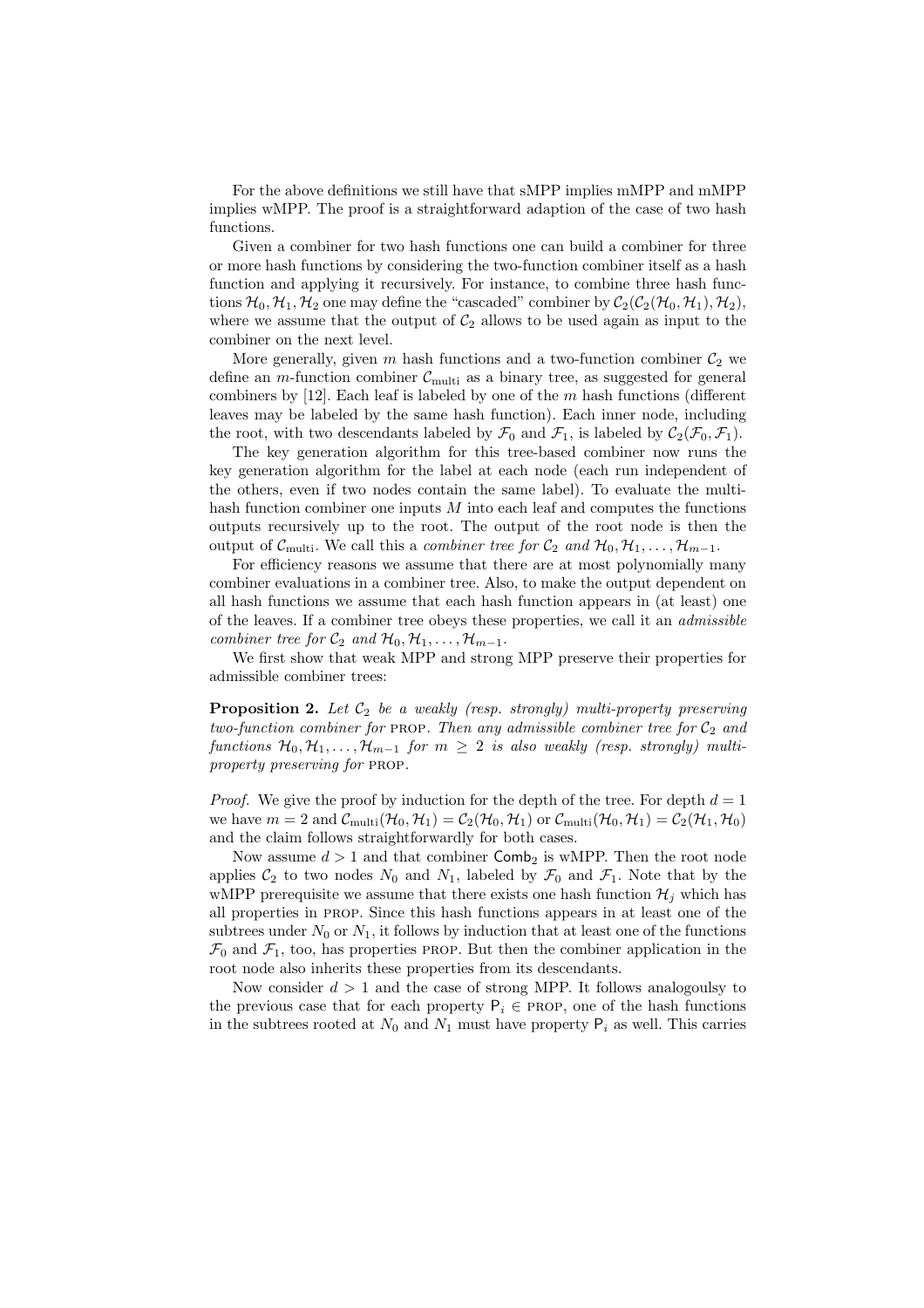For the above definitions we still have that sMPP implies mMPP and mMPP implies wMPP. The proof is a straightforward adaption of the case of two hash functions.

Given a combiner for two hash functions one can build a combiner for three or more hash functions by considering the two-function combiner itself as a hash function and applying it recursively. For instance, to combine three hash functions $\mathcal{H}_0, \mathcal{H}_1, \mathcal{H}_2$ one may define the "cascaded" combiner by $\mathcal{C}_2(\mathcal{C}_2(\mathcal{H}_0, \mathcal{H}_1), \mathcal{H}_2)$, where we assume that the output of $\mathcal{C}_2$ allows to be used again as input to the combiner on the next level.

More generally, given $m$ hash functions and a two-function combiner $\mathcal{C}_2$ we define an $m$-function combiner $\mathcal{C}_{\text{multi}}$ as a binary tree, as suggested for general combiners by [12]. Each leaf is labeled by one of the $m$ hash functions (different leaves may be labeled by the same hash function). Each inner node, including the root, with two descendants labeled by $\mathcal{F}_0$ and $\mathcal{F}_1$, is labeled by $\mathcal{C}_2(\mathcal{F}_0, \mathcal{F}_1)$.

The key generation algorithm for this tree-based combiner now runs the key generation algorithm for the label at each node (each run independent of the others, even if two nodes contain the same label). To evaluate the multi-hash function combiner one inputs $M$ into each leaf and computes the functions outputs recursively up to the root. The output of the root node is then the output of $\mathcal{C}_{\text{multi}}$. We call this a *combiner tree for* $\mathcal{C}_2$ *and* $\mathcal{H}_0, \mathcal{H}_1, \ldots, \mathcal{H}_{m-1}$.

For efficiency reasons we assume that there are at most polynomially many combiner evaluations in a combiner tree. Also, to make the output dependent on all hash functions we assume that each hash function appears in (at least) one of the leaves. If a combiner tree obeys these properties, we call it an *admissible combiner tree for* $\mathcal{C}_2$ *and* $\mathcal{H}_0, \mathcal{H}_1, \ldots, \mathcal{H}_{m-1}$.

We first show that weak MPP and strong MPP preserve their properties for admissible combiner trees:

**Proposition 2.** *Let $\mathcal{C}_2$ be a weakly (resp. strongly) multi-property preserving two-function combiner for* PROP*. Then any admissible combiner tree for $\mathcal{C}_2$ and functions $\mathcal{H}_0, \mathcal{H}_1, \ldots, \mathcal{H}_{m-1}$ for $m \geq 2$ is also weakly (resp. strongly) multi-property preserving for* PROP.

*Proof.* We give the proof by induction for the depth of the tree. For depth $d = 1$ we have $m = 2$ and $\mathcal{C}_{\text{multi}}(\mathcal{H}_0, \mathcal{H}_1) = \mathcal{C}_2(\mathcal{H}_0, \mathcal{H}_1)$ or $\mathcal{C}_{\text{multi}}(\mathcal{H}_0, \mathcal{H}_1) = \mathcal{C}_2(\mathcal{H}_1, \mathcal{H}_0)$ and the claim follows straightforwardly for both cases.

Now assume $d > 1$ and that combiner $\mathsf{Comb}_2$ is wMPP. Then the root node applies $\mathcal{C}_2$ to two nodes $N_0$ and $N_1$, labeled by $\mathcal{F}_0$ and $\mathcal{F}_1$. Note that by the wMPP prerequisite we assume that there exists one hash function $\mathcal{H}_j$ which has all properties in PROP. Since this hash functions appears in at least one of the subtrees under $N_0$ or $N_1$, it follows by induction that at least one of the functions $\mathcal{F}_0$ and $\mathcal{F}_1$, too, has properties PROP. But then the combiner application in the root node also inherits these properties from its descendants.

Now consider $d > 1$ and the case of strong MPP. It follows analogoulsy to the previous case that for each property $\mathsf{P}_i \in$ PROP, one of the hash functions in the subtrees rooted at $N_0$ and $N_1$ must have property $\mathsf{P}_i$ as well. This carries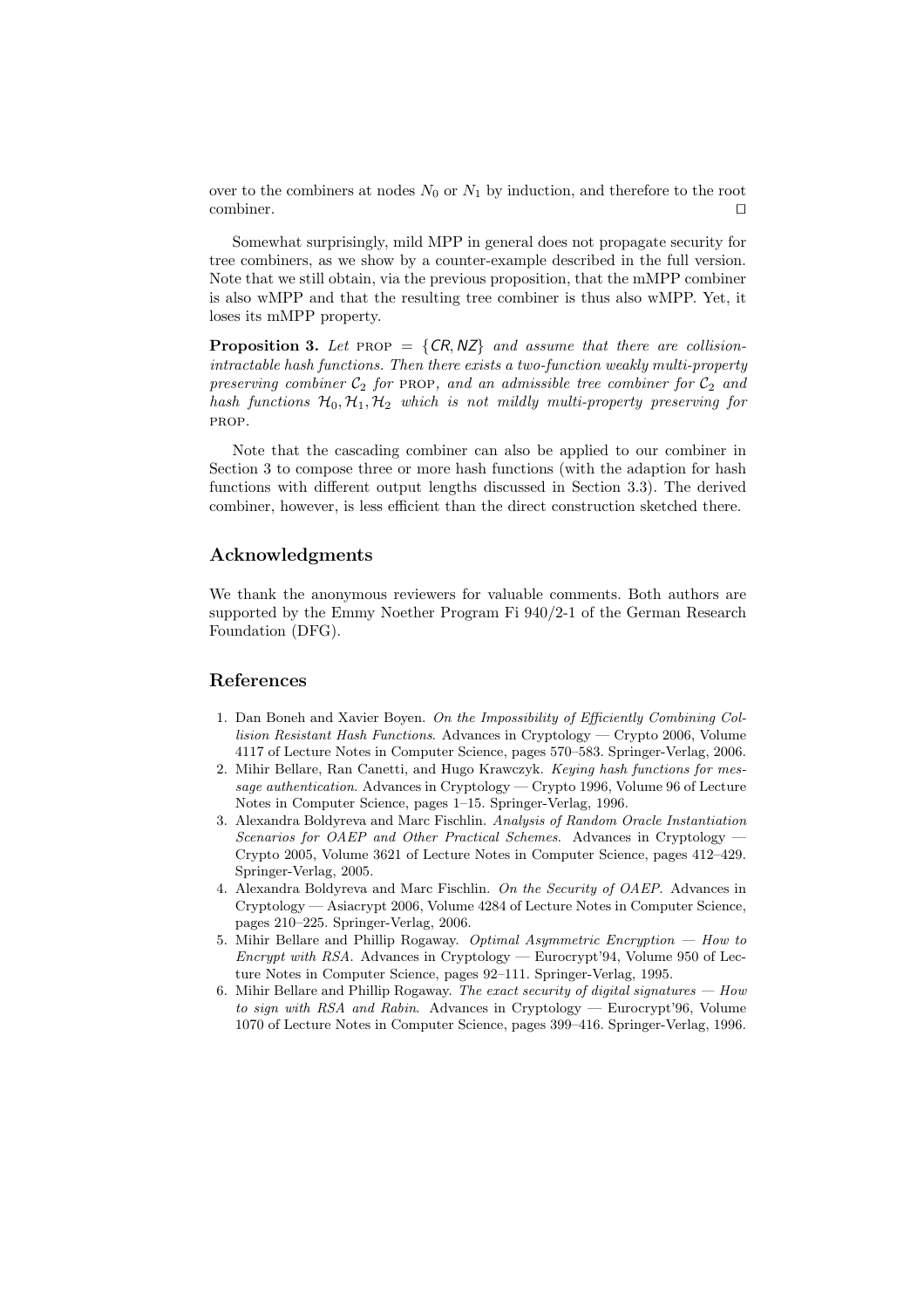over to the combiners at nodes $N_0$ or $N_1$ by induction, and therefore to the root combiner. □

Somewhat surprisingly, mild MPP in general does not propagate security for tree combiners, as we show by a counter-example described in the full version. Note that we still obtain, via the previous proposition, that the mMPP combiner is also wMPP and that the resulting tree combiner is thus also wMPP. Yet, it loses its mMPP property.

**Proposition 3.** *Let* PROP $= \{\mathsf{CR}, \mathsf{NZ}\}$ *and assume that there are collision-intractable hash functions. Then there exists a two-function weakly multi-property preserving combiner* $\mathcal{C}_2$ *for* PROP, *and an admissible tree combiner for* $\mathcal{C}_2$ *and hash functions* $\mathcal{H}_0, \mathcal{H}_1, \mathcal{H}_2$ *which is not mildly multi-property preserving for* PROP.

Note that the cascading combiner can also be applied to our combiner in Section 3 to compose three or more hash functions (with the adaption for hash functions with different output lengths discussed in Section 3.3). The derived combiner, however, is less efficient than the direct construction sketched there.

## Acknowledgments

We thank the anonymous reviewers for valuable comments. Both authors are supported by the Emmy Noether Program Fi 940/2-1 of the German Research Foundation (DFG).

## References

1. Dan Boneh and Xavier Boyen. *On the Impossibility of Efficiently Combining Collision Resistant Hash Functions*. Advances in Cryptology — Crypto 2006, Volume 4117 of Lecture Notes in Computer Science, pages 570–583. Springer-Verlag, 2006.
2. Mihir Bellare, Ran Canetti, and Hugo Krawczyk. *Keying hash functions for message authentication*. Advances in Cryptology — Crypto 1996, Volume 96 of Lecture Notes in Computer Science, pages 1–15. Springer-Verlag, 1996.
3. Alexandra Boldyreva and Marc Fischlin. *Analysis of Random Oracle Instantiation Scenarios for OAEP and Other Practical Schemes*. Advances in Cryptology — Crypto 2005, Volume 3621 of Lecture Notes in Computer Science, pages 412–429. Springer-Verlag, 2005.
4. Alexandra Boldyreva and Marc Fischlin. *On the Security of OAEP*. Advances in Cryptology — Asiacrypt 2006, Volume 4284 of Lecture Notes in Computer Science, pages 210–225. Springer-Verlag, 2006.
5. Mihir Bellare and Phillip Rogaway. *Optimal Asymmetric Encryption — How to Encrypt with RSA*. Advances in Cryptology — Eurocrypt'94, Volume 950 of Lecture Notes in Computer Science, pages 92–111. Springer-Verlag, 1995.
6. Mihir Bellare and Phillip Rogaway. *The exact security of digital signatures — How to sign with RSA and Rabin*. Advances in Cryptology — Eurocrypt'96, Volume 1070 of Lecture Notes in Computer Science, pages 399–416. Springer-Verlag, 1996.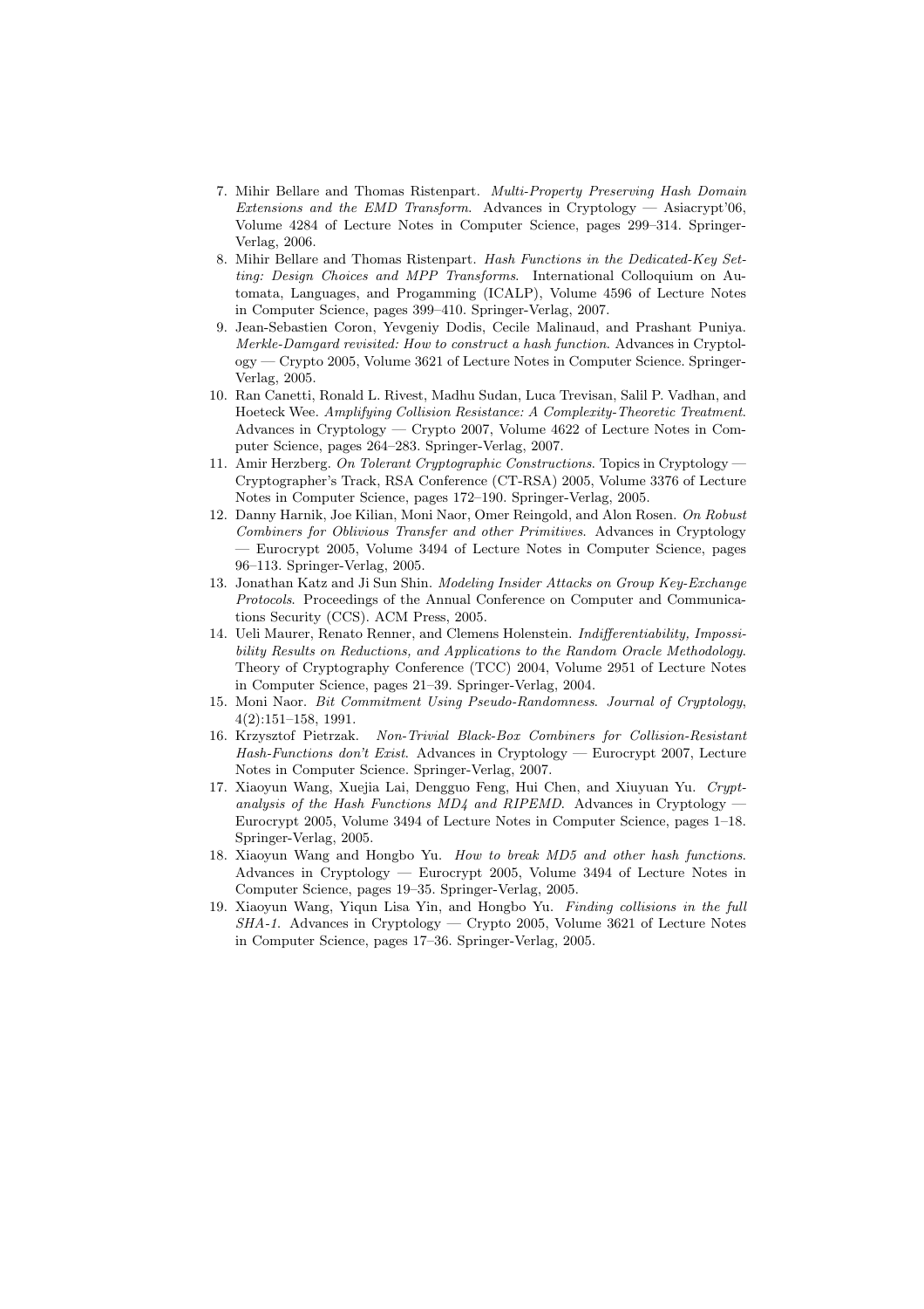7. Mihir Bellare and Thomas Ristenpart. *Multi-Property Preserving Hash Domain Extensions and the EMD Transform*. Advances in Cryptology — Asiacrypt'06, Volume 4284 of Lecture Notes in Computer Science, pages 299–314. Springer-Verlag, 2006.
8. Mihir Bellare and Thomas Ristenpart. *Hash Functions in the Dedicated-Key Setting: Design Choices and MPP Transforms*. International Colloquium on Automata, Languages, and Progamming (ICALP), Volume 4596 of Lecture Notes in Computer Science, pages 399–410. Springer-Verlag, 2007.
9. Jean-Sebastien Coron, Yevgeniy Dodis, Cecile Malinaud, and Prashant Puniya. *Merkle-Damgard revisited: How to construct a hash function*. Advances in Cryptology — Crypto 2005, Volume 3621 of Lecture Notes in Computer Science. Springer-Verlag, 2005.
10. Ran Canetti, Ronald L. Rivest, Madhu Sudan, Luca Trevisan, Salil P. Vadhan, and Hoeteck Wee. *Amplifying Collision Resistance: A Complexity-Theoretic Treatment*. Advances in Cryptology — Crypto 2007, Volume 4622 of Lecture Notes in Computer Science, pages 264–283. Springer-Verlag, 2007.
11. Amir Herzberg. *On Tolerant Cryptographic Constructions*. Topics in Cryptology — Cryptographer's Track, RSA Conference (CT-RSA) 2005, Volume 3376 of Lecture Notes in Computer Science, pages 172–190. Springer-Verlag, 2005.
12. Danny Harnik, Joe Kilian, Moni Naor, Omer Reingold, and Alon Rosen. *On Robust Combiners for Oblivious Transfer and other Primitives*. Advances in Cryptology — Eurocrypt 2005, Volume 3494 of Lecture Notes in Computer Science, pages 96–113. Springer-Verlag, 2005.
13. Jonathan Katz and Ji Sun Shin. *Modeling Insider Attacks on Group Key-Exchange Protocols*. Proceedings of the Annual Conference on Computer and Communications Security (CCS). ACM Press, 2005.
14. Ueli Maurer, Renato Renner, and Clemens Holenstein. *Indifferentiability, Impossibility Results on Reductions, and Applications to the Random Oracle Methodology*. Theory of Cryptography Conference (TCC) 2004, Volume 2951 of Lecture Notes in Computer Science, pages 21–39. Springer-Verlag, 2004.
15. Moni Naor. *Bit Commitment Using Pseudo-Randomness*. *Journal of Cryptology*, 4(2):151–158, 1991.
16. Krzysztof Pietrzak. *Non-Trivial Black-Box Combiners for Collision-Resistant Hash-Functions don't Exist*. Advances in Cryptology — Eurocrypt 2007, Lecture Notes in Computer Science. Springer-Verlag, 2007.
17. Xiaoyun Wang, Xuejia Lai, Dengguo Feng, Hui Chen, and Xiuyuan Yu. *Cryptanalysis of the Hash Functions MD4 and RIPEMD*. Advances in Cryptology — Eurocrypt 2005, Volume 3494 of Lecture Notes in Computer Science, pages 1–18. Springer-Verlag, 2005.
18. Xiaoyun Wang and Hongbo Yu. *How to break MD5 and other hash functions*. Advances in Cryptology — Eurocrypt 2005, Volume 3494 of Lecture Notes in Computer Science, pages 19–35. Springer-Verlag, 2005.
19. Xiaoyun Wang, Yiqun Lisa Yin, and Hongbo Yu. *Finding collisions in the full SHA-1*. Advances in Cryptology — Crypto 2005, Volume 3621 of Lecture Notes in Computer Science, pages 17–36. Springer-Verlag, 2005.